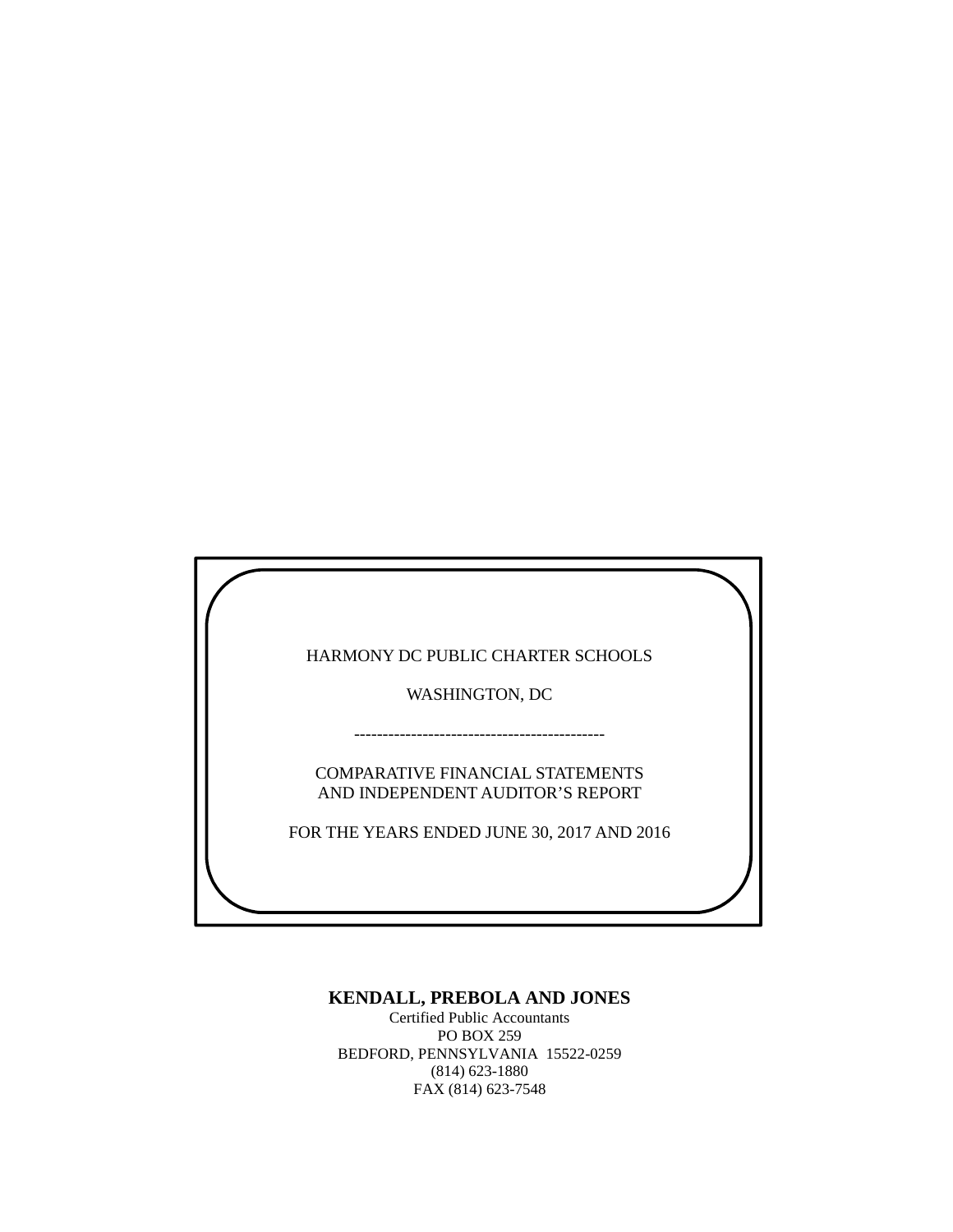HARMONY DC PUBLIC CHARTER SCHOOLS

WASHINGTON, DC

---

COMPARATIVE FINANCIAL STATEMENTS
AND INDEPENDENT AUDITOR'S REPORT

FOR THE YEARS ENDED JUNE 30, 2017 AND 2016

**KENDALL, PREBOLA AND JONES**
Certified Public Accountants
PO BOX 259
BEDFORD, PENNSYLVANIA 15522-0259
(814) 623-1880
FAX (814) 623-7548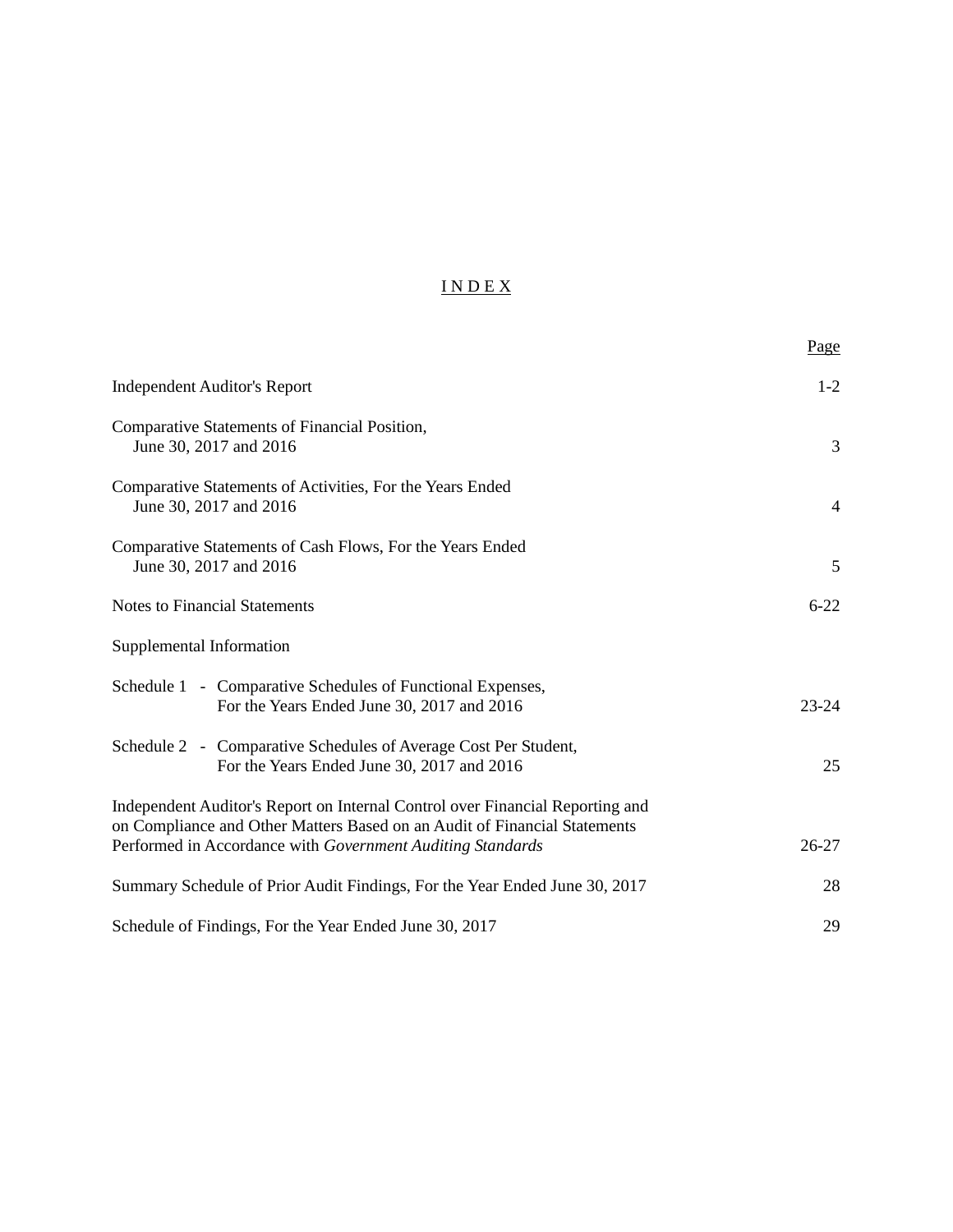# INDEX

| | Page |
|---|---|
| Independent Auditor's Report | 1-2 |
| Comparative Statements of Financial Position, June 30, 2017 and 2016 | 3 |
| Comparative Statements of Activities, For the Years Ended June 30, 2017 and 2016 | 4 |
| Comparative Statements of Cash Flows, For the Years Ended June 30, 2017 and 2016 | 5 |
| Notes to Financial Statements | 6-22 |
| Supplemental Information | |
| Schedule 1 - Comparative Schedules of Functional Expenses, For the Years Ended June 30, 2017 and 2016 | 23-24 |
| Schedule 2 - Comparative Schedules of Average Cost Per Student, For the Years Ended June 30, 2017 and 2016 | 25 |
| Independent Auditor's Report on Internal Control over Financial Reporting and on Compliance and Other Matters Based on an Audit of Financial Statements Performed in Accordance with *Government Auditing Standards* | 26-27 |
| Summary Schedule of Prior Audit Findings, For the Year Ended June 30, 2017 | 28 |
| Schedule of Findings, For the Year Ended June 30, 2017 | 29 |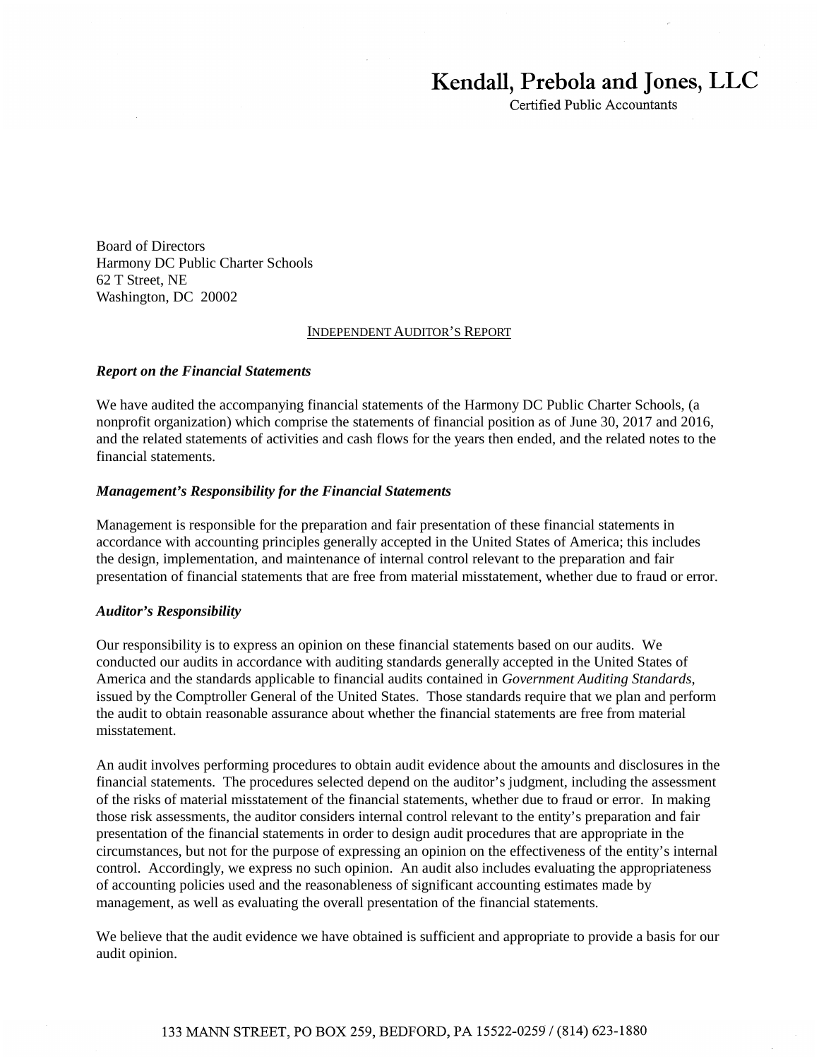# Kendall, Prebola and Jones, LLC

Certified Public Accountants

Board of Directors
Harmony DC Public Charter Schools
62 T Street, NE
Washington, DC 20002

INDEPENDENT AUDITOR'S REPORT

***Report on the Financial Statements***

We have audited the accompanying financial statements of the Harmony DC Public Charter Schools, (a nonprofit organization) which comprise the statements of financial position as of June 30, 2017 and 2016, and the related statements of activities and cash flows for the years then ended, and the related notes to the financial statements.

***Management's Responsibility for the Financial Statements***

Management is responsible for the preparation and fair presentation of these financial statements in accordance with accounting principles generally accepted in the United States of America; this includes the design, implementation, and maintenance of internal control relevant to the preparation and fair presentation of financial statements that are free from material misstatement, whether due to fraud or error.

***Auditor's Responsibility***

Our responsibility is to express an opinion on these financial statements based on our audits. We conducted our audits in accordance with auditing standards generally accepted in the United States of America and the standards applicable to financial audits contained in *Government Auditing Standards*, issued by the Comptroller General of the United States. Those standards require that we plan and perform the audit to obtain reasonable assurance about whether the financial statements are free from material misstatement.

An audit involves performing procedures to obtain audit evidence about the amounts and disclosures in the financial statements. The procedures selected depend on the auditor's judgment, including the assessment of the risks of material misstatement of the financial statements, whether due to fraud or error. In making those risk assessments, the auditor considers internal control relevant to the entity's preparation and fair presentation of the financial statements in order to design audit procedures that are appropriate in the circumstances, but not for the purpose of expressing an opinion on the effectiveness of the entity's internal control. Accordingly, we express no such opinion. An audit also includes evaluating the appropriateness of accounting policies used and the reasonableness of significant accounting estimates made by management, as well as evaluating the overall presentation of the financial statements.

We believe that the audit evidence we have obtained is sufficient and appropriate to provide a basis for our audit opinion.

133 MANN STREET, PO BOX 259, BEDFORD, PA 15522-0259 / (814) 623-1880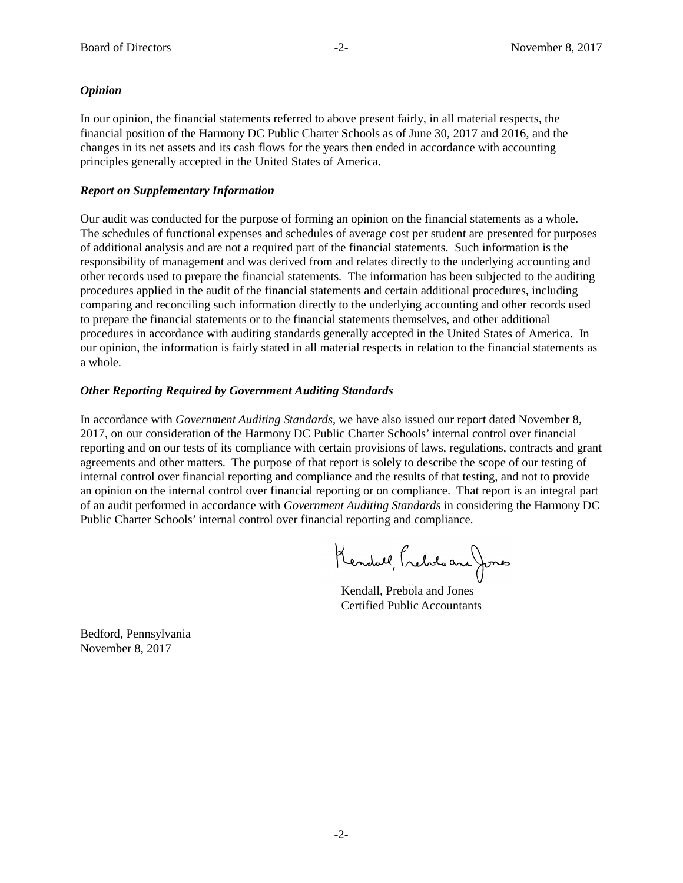### *Opinion*

In our opinion, the financial statements referred to above present fairly, in all material respects, the financial position of the Harmony DC Public Charter Schools as of June 30, 2017 and 2016, and the changes in its net assets and its cash flows for the years then ended in accordance with accounting principles generally accepted in the United States of America.

### *Report on Supplementary Information*

Our audit was conducted for the purpose of forming an opinion on the financial statements as a whole. The schedules of functional expenses and schedules of average cost per student are presented for purposes of additional analysis and are not a required part of the financial statements. Such information is the responsibility of management and was derived from and relates directly to the underlying accounting and other records used to prepare the financial statements. The information has been subjected to the auditing procedures applied in the audit of the financial statements and certain additional procedures, including comparing and reconciling such information directly to the underlying accounting and other records used to prepare the financial statements or to the financial statements themselves, and other additional procedures in accordance with auditing standards generally accepted in the United States of America. In our opinion, the information is fairly stated in all material respects in relation to the financial statements as a whole.

### *Other Reporting Required by Government Auditing Standards*

In accordance with *Government Auditing Standards*, we have also issued our report dated November 8, 2017, on our consideration of the Harmony DC Public Charter Schools' internal control over financial reporting and on our tests of its compliance with certain provisions of laws, regulations, contracts and grant agreements and other matters. The purpose of that report is solely to describe the scope of our testing of internal control over financial reporting and compliance and the results of that testing, and not to provide an opinion on the internal control over financial reporting or on compliance. That report is an integral part of an audit performed in accordance with *Government Auditing Standards* in considering the Harmony DC Public Charter Schools' internal control over financial reporting and compliance.

Kendall, Prebola and Jones

Kendall, Prebola and Jones
Certified Public Accountants

Bedford, Pennsylvania
November 8, 2017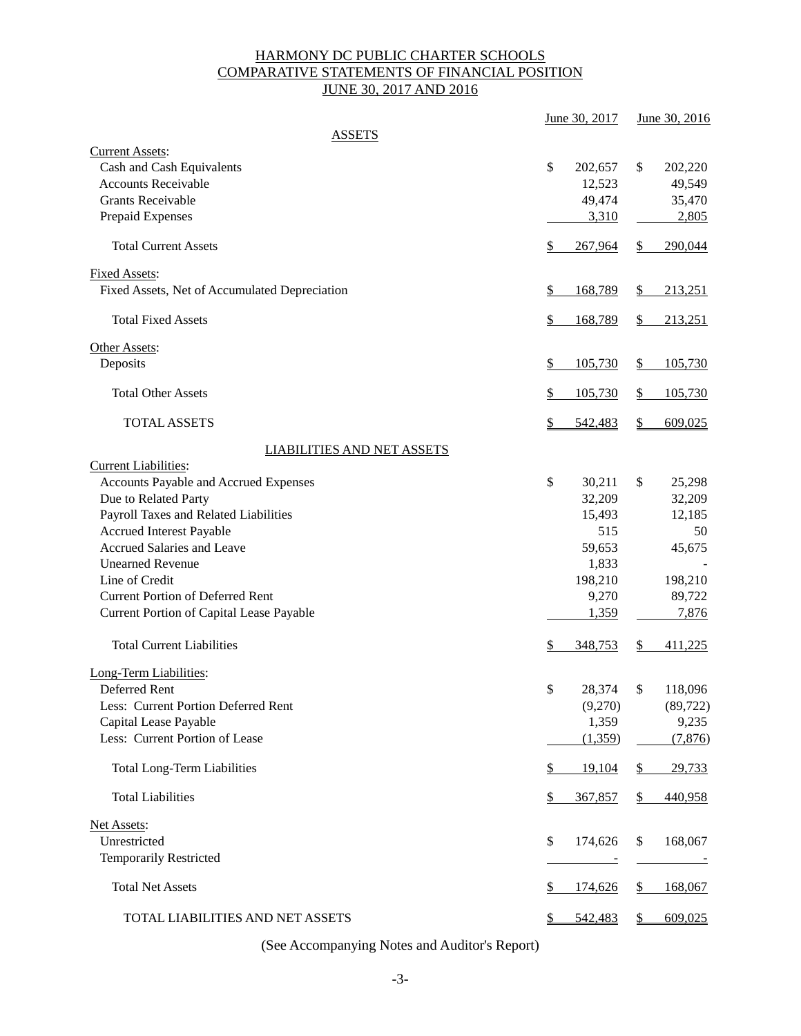# HARMONY DC PUBLIC CHARTER SCHOOLS
## COMPARATIVE STATEMENTS OF FINANCIAL POSITION
## JUNE 30, 2017 AND 2016

| | June 30, 2017 | June 30, 2016 |
|---|---|---|
| **ASSETS** | | |
| Current Assets: | | |
| Cash and Cash Equivalents | $ 202,657 | $ 202,220 |
| Accounts Receivable | 12,523 | 49,549 |
| Grants Receivable | 49,474 | 35,470 |
| Prepaid Expenses | 3,310 | 2,805 |
| Total Current Assets | $ 267,964 | $ 290,044 |
| Fixed Assets: | | |
| Fixed Assets, Net of Accumulated Depreciation | $ 168,789 | $ 213,251 |
| Total Fixed Assets | $ 168,789 | $ 213,251 |
| Other Assets: | | |
| Deposits | $ 105,730 | $ 105,730 |
| Total Other Assets | $ 105,730 | $ 105,730 |
| TOTAL ASSETS | $ 542,483 | $ 609,025 |
| **LIABILITIES AND NET ASSETS** | | |
| Current Liabilities: | | |
| Accounts Payable and Accrued Expenses | $ 30,211 | $ 25,298 |
| Due to Related Party | 32,209 | 32,209 |
| Payroll Taxes and Related Liabilities | 15,493 | 12,185 |
| Accrued Interest Payable | 515 | 50 |
| Accrued Salaries and Leave | 59,653 | 45,675 |
| Unearned Revenue | 1,833 | - |
| Line of Credit | 198,210 | 198,210 |
| Current Portion of Deferred Rent | 9,270 | 89,722 |
| Current Portion of Capital Lease Payable | 1,359 | 7,876 |
| Total Current Liabilities | $ 348,753 | $ 411,225 |
| Long-Term Liabilities: | | |
| Deferred Rent | $ 28,374 | $ 118,096 |
| Less: Current Portion Deferred Rent | (9,270) | (89,722) |
| Capital Lease Payable | 1,359 | 9,235 |
| Less: Current Portion of Lease | (1,359) | (7,876) |
| Total Long-Term Liabilities | $ 19,104 | $ 29,733 |
| Total Liabilities | $ 367,857 | $ 440,958 |
| Net Assets: | | |
| Unrestricted | $ 174,626 | $ 168,067 |
| Temporarily Restricted | - | - |
| Total Net Assets | $ 174,626 | $ 168,067 |
| TOTAL LIABILITIES AND NET ASSETS | $ 542,483 | $ 609,025 |

(See Accompanying Notes and Auditor's Report)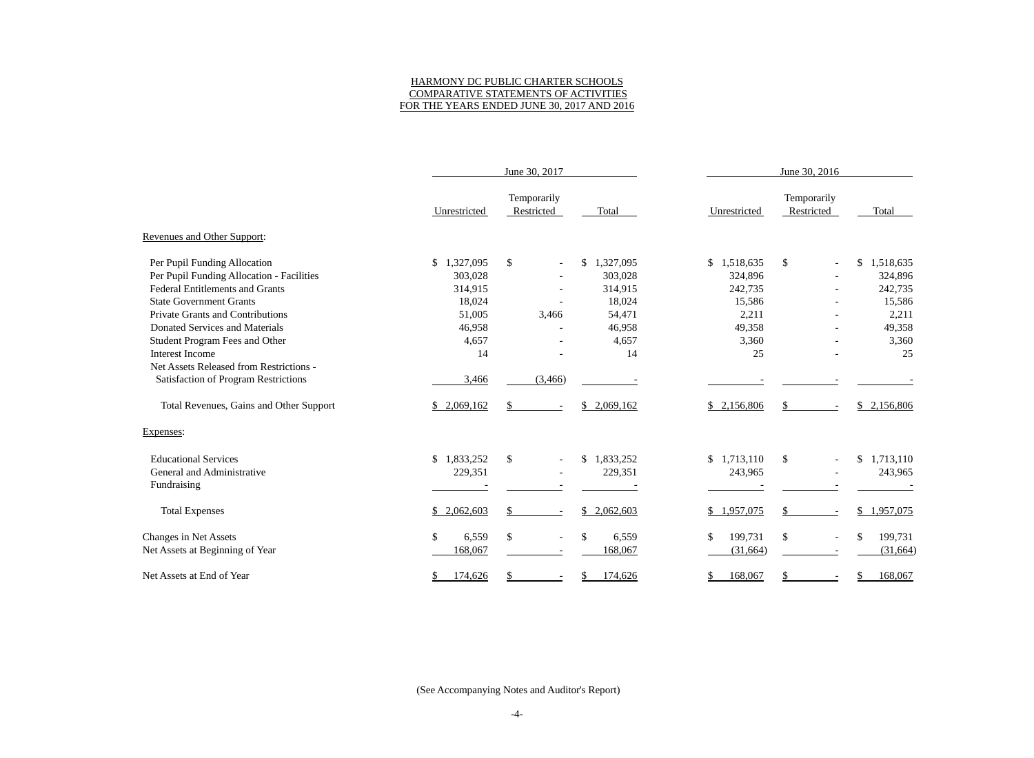# HARMONY DC PUBLIC CHARTER SCHOOLS
## COMPARATIVE STATEMENTS OF ACTIVITIES
### FOR THE YEARS ENDED JUNE 30, 2017 AND 2016

| | June 30, 2017 | | | June 30, 2016 | | |
|---|---|---|---|---|---|---|
| | Unrestricted | Temporarily Restricted | Total | Unrestricted | Temporarily Restricted | Total |
| **Revenues and Other Support:** | | | | | | |
| Per Pupil Funding Allocation | $ 1,327,095 | $ - | $ 1,327,095 | $ 1,518,635 | $ - | $ 1,518,635 |
| Per Pupil Funding Allocation - Facilities | 303,028 | - | 303,028 | 324,896 | - | 324,896 |
| Federal Entitlements and Grants | 314,915 | - | 314,915 | 242,735 | - | 242,735 |
| State Government Grants | 18,024 | - | 18,024 | 15,586 | - | 15,586 |
| Private Grants and Contributions | 51,005 | 3,466 | 54,471 | 2,211 | - | 2,211 |
| Donated Services and Materials | 46,958 | - | 46,958 | 49,358 | - | 49,358 |
| Student Program Fees and Other | 4,657 | - | 4,657 | 3,360 | - | 3,360 |
| Interest Income | 14 | - | 14 | 25 | - | 25 |
| Net Assets Released from Restrictions - Satisfaction of Program Restrictions | 3,466 | (3,466) | - | - | - | - |
| Total Revenues, Gains and Other Support | $ 2,069,162 | $ - | $ 2,069,162 | $ 2,156,806 | $ - | $ 2,156,806 |
| **Expenses:** | | | | | | |
| Educational Services | $ 1,833,252 | $ - | $ 1,833,252 | $ 1,713,110 | $ - | $ 1,713,110 |
| General and Administrative | 229,351 | - | 229,351 | 243,965 | - | 243,965 |
| Fundraising | - | - | - | - | - | - |
| Total Expenses | $ 2,062,603 | $ - | $ 2,062,603 | $ 1,957,075 | $ - | $ 1,957,075 |
| Changes in Net Assets | $ 6,559 | $ - | $ 6,559 | $ 199,731 | $ - | $ 199,731 |
| Net Assets at Beginning of Year | 168,067 | - | 168,067 | (31,664) | - | (31,664) |
| Net Assets at End of Year | $ 174,626 | $ - | $ 174,626 | $ 168,067 | $ - | $ 168,067 |

(See Accompanying Notes and Auditor's Report)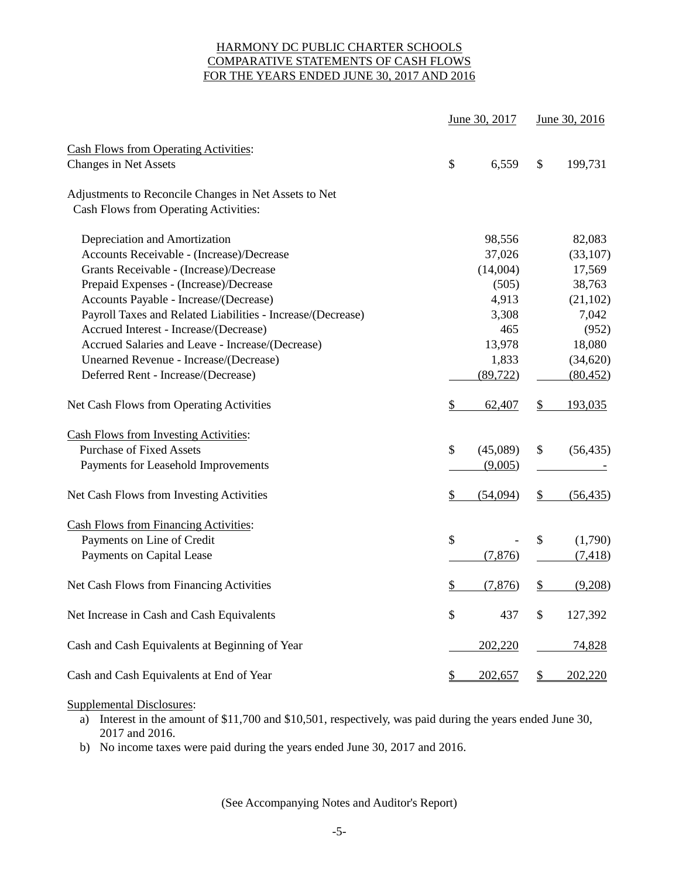# HARMONY DC PUBLIC CHARTER SCHOOLS
## COMPARATIVE STATEMENTS OF CASH FLOWS
## FOR THE YEARS ENDED JUNE 30, 2017 AND 2016

| | June 30, 2017 | June 30, 2016 |
|---|---|---|
| **Cash Flows from Operating Activities:** | | |
| Changes in Net Assets | $ 6,559 | $ 199,731 |
| Adjustments to Reconcile Changes in Net Assets to Net Cash Flows from Operating Activities: | | |
| Depreciation and Amortization | 98,556 | 82,083 |
| Accounts Receivable - (Increase)/Decrease | 37,026 | (33,107) |
| Grants Receivable - (Increase)/Decrease | (14,004) | 17,569 |
| Prepaid Expenses - (Increase)/Decrease | (505) | 38,763 |
| Accounts Payable - Increase/(Decrease) | 4,913 | (21,102) |
| Payroll Taxes and Related Liabilities - Increase/(Decrease) | 3,308 | 7,042 |
| Accrued Interest - Increase/(Decrease) | 465 | (952) |
| Accrued Salaries and Leave - Increase/(Decrease) | 13,978 | 18,080 |
| Unearned Revenue - Increase/(Decrease) | 1,833 | (34,620) |
| Deferred Rent - Increase/(Decrease) | (89,722) | (80,452) |
| Net Cash Flows from Operating Activities | $ 62,407 | $ 193,035 |
| **Cash Flows from Investing Activities:** | | |
| Purchase of Fixed Assets | $ (45,089) | $ (56,435) |
| Payments for Leasehold Improvements | (9,005) | - |
| Net Cash Flows from Investing Activities | $ (54,094) | $ (56,435) |
| **Cash Flows from Financing Activities:** | | |
| Payments on Line of Credit | $ - | $ (1,790) |
| Payments on Capital Lease | (7,876) | (7,418) |
| Net Cash Flows from Financing Activities | $ (7,876) | $ (9,208) |
| Net Increase in Cash and Cash Equivalents | $ 437 | $ 127,392 |
| Cash and Cash Equivalents at Beginning of Year | 202,220 | 74,828 |
| Cash and Cash Equivalents at End of Year | $ 202,657 | $ 202,220 |

Supplemental Disclosures:

a) Interest in the amount of $11,700 and $10,501, respectively, was paid during the years ended June 30, 2017 and 2016.

b) No income taxes were paid during the years ended June 30, 2017 and 2016.

(See Accompanying Notes and Auditor's Report)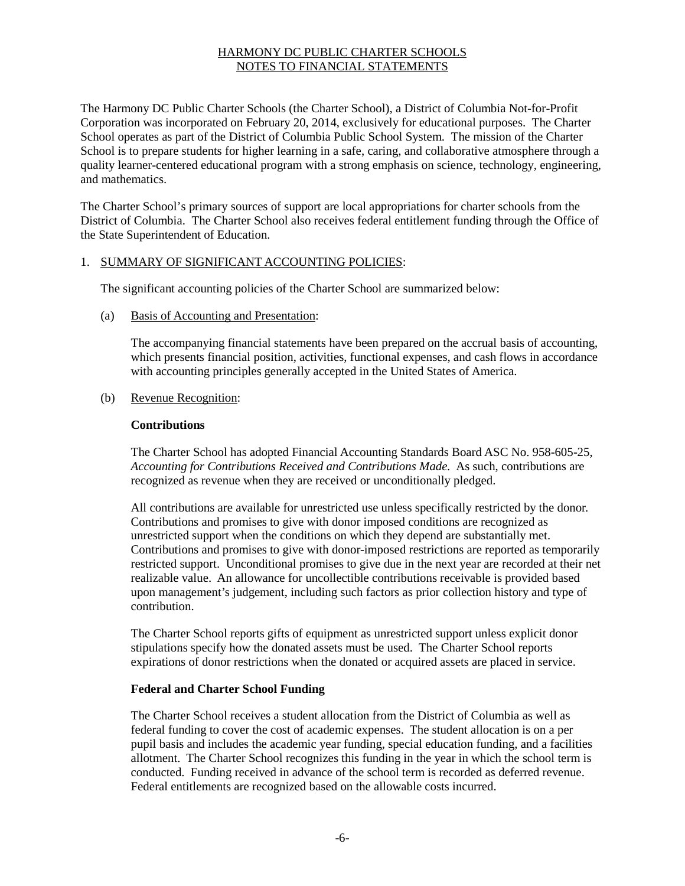# HARMONY DC PUBLIC CHARTER SCHOOLS
## NOTES TO FINANCIAL STATEMENTS

The Harmony DC Public Charter Schools (the Charter School), a District of Columbia Not-for-Profit Corporation was incorporated on February 20, 2014, exclusively for educational purposes. The Charter School operates as part of the District of Columbia Public School System. The mission of the Charter School is to prepare students for higher learning in a safe, caring, and collaborative atmosphere through a quality learner-centered educational program with a strong emphasis on science, technology, engineering, and mathematics.

The Charter School's primary sources of support are local appropriations for charter schools from the District of Columbia. The Charter School also receives federal entitlement funding through the Office of the State Superintendent of Education.

1. SUMMARY OF SIGNIFICANT ACCOUNTING POLICIES:

   The significant accounting policies of the Charter School are summarized below:

   (a) Basis of Accounting and Presentation:

   The accompanying financial statements have been prepared on the accrual basis of accounting, which presents financial position, activities, functional expenses, and cash flows in accordance with accounting principles generally accepted in the United States of America.

   (b) Revenue Recognition:

   **Contributions**

   The Charter School has adopted Financial Accounting Standards Board ASC No. 958-605-25, *Accounting for Contributions Received and Contributions Made.* As such, contributions are recognized as revenue when they are received or unconditionally pledged.

   All contributions are available for unrestricted use unless specifically restricted by the donor. Contributions and promises to give with donor imposed conditions are recognized as unrestricted support when the conditions on which they depend are substantially met. Contributions and promises to give with donor-imposed restrictions are reported as temporarily restricted support. Unconditional promises to give due in the next year are recorded at their net realizable value. An allowance for uncollectible contributions receivable is provided based upon management's judgement, including such factors as prior collection history and type of contribution.

   The Charter School reports gifts of equipment as unrestricted support unless explicit donor stipulations specify how the donated assets must be used. The Charter School reports expirations of donor restrictions when the donated or acquired assets are placed in service.

   **Federal and Charter School Funding**

   The Charter School receives a student allocation from the District of Columbia as well as federal funding to cover the cost of academic expenses. The student allocation is on a per pupil basis and includes the academic year funding, special education funding, and a facilities allotment. The Charter School recognizes this funding in the year in which the school term is conducted. Funding received in advance of the school term is recorded as deferred revenue. Federal entitlements are recognized based on the allowable costs incurred.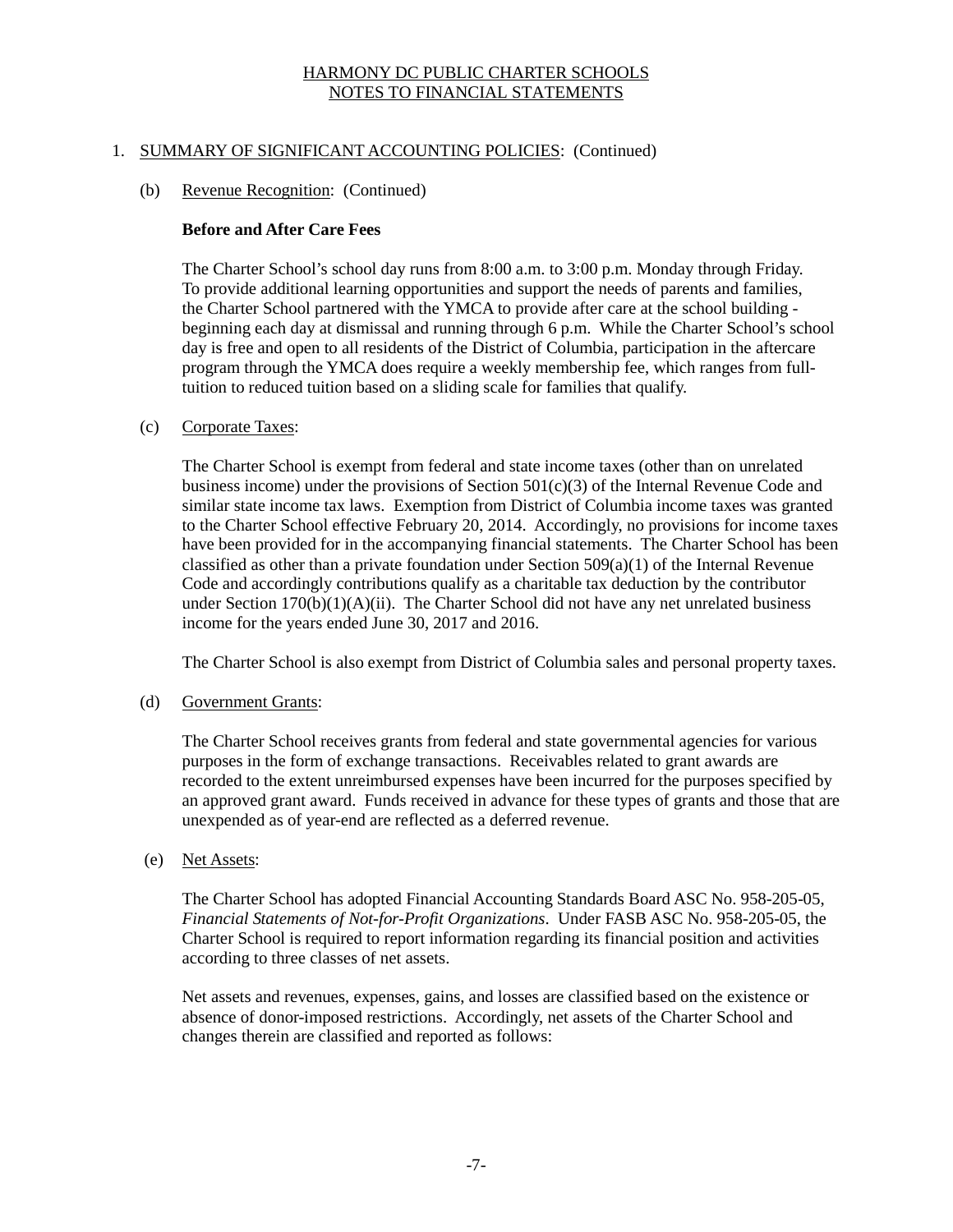# HARMONY DC PUBLIC CHARTER SCHOOLS
## NOTES TO FINANCIAL STATEMENTS

1. SUMMARY OF SIGNIFICANT ACCOUNTING POLICIES: (Continued)

   (b) Revenue Recognition: (Continued)

   **Before and After Care Fees**

   The Charter School's school day runs from 8:00 a.m. to 3:00 p.m. Monday through Friday. To provide additional learning opportunities and support the needs of parents and families, the Charter School partnered with the YMCA to provide after care at the school building - beginning each day at dismissal and running through 6 p.m. While the Charter School's school day is free and open to all residents of the District of Columbia, participation in the aftercare program through the YMCA does require a weekly membership fee, which ranges from full-tuition to reduced tuition based on a sliding scale for families that qualify.

   (c) Corporate Taxes:

   The Charter School is exempt from federal and state income taxes (other than on unrelated business income) under the provisions of Section 501(c)(3) of the Internal Revenue Code and similar state income tax laws. Exemption from District of Columbia income taxes was granted to the Charter School effective February 20, 2014. Accordingly, no provisions for income taxes have been provided for in the accompanying financial statements. The Charter School has been classified as other than a private foundation under Section 509(a)(1) of the Internal Revenue Code and accordingly contributions qualify as a charitable tax deduction by the contributor under Section 170(b)(1)(A)(ii). The Charter School did not have any net unrelated business income for the years ended June 30, 2017 and 2016.

   The Charter School is also exempt from District of Columbia sales and personal property taxes.

   (d) Government Grants:

   The Charter School receives grants from federal and state governmental agencies for various purposes in the form of exchange transactions. Receivables related to grant awards are recorded to the extent unreimbursed expenses have been incurred for the purposes specified by an approved grant award. Funds received in advance for these types of grants and those that are unexpended as of year-end are reflected as a deferred revenue.

   (e) Net Assets:

   The Charter School has adopted Financial Accounting Standards Board ASC No. 958-205-05, *Financial Statements of Not-for-Profit Organizations*. Under FASB ASC No. 958-205-05, the Charter School is required to report information regarding its financial position and activities according to three classes of net assets.

   Net assets and revenues, expenses, gains, and losses are classified based on the existence or absence of donor-imposed restrictions. Accordingly, net assets of the Charter School and changes therein are classified and reported as follows: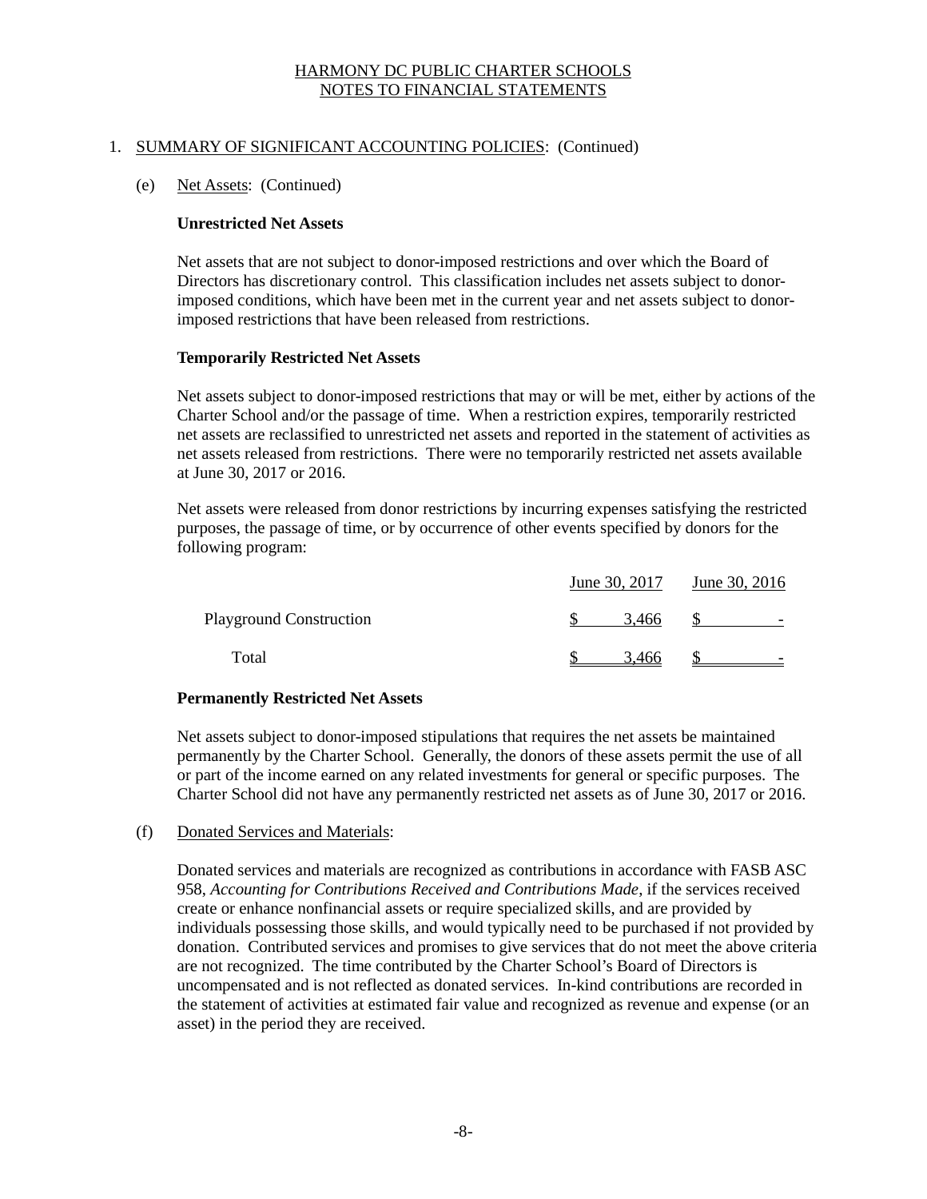HARMONY DC PUBLIC CHARTER SCHOOLS
NOTES TO FINANCIAL STATEMENTS

1. SUMMARY OF SIGNIFICANT ACCOUNTING POLICIES: (Continued)

(e) Net Assets: (Continued)

**Unrestricted Net Assets**

Net assets that are not subject to donor-imposed restrictions and over which the Board of Directors has discretionary control. This classification includes net assets subject to donor-imposed conditions, which have been met in the current year and net assets subject to donor-imposed restrictions that have been released from restrictions.

**Temporarily Restricted Net Assets**

Net assets subject to donor-imposed restrictions that may or will be met, either by actions of the Charter School and/or the passage of time. When a restriction expires, temporarily restricted net assets are reclassified to unrestricted net assets and reported in the statement of activities as net assets released from restrictions. There were no temporarily restricted net assets available at June 30, 2017 or 2016.

Net assets were released from donor restrictions by incurring expenses satisfying the restricted purposes, the passage of time, or by occurrence of other events specified by donors for the following program:

| | June 30, 2017 | June 30, 2016 |
|---|---|---|
| Playground Construction | $ 3,466 | $ - |
| Total | $ 3,466 | $ - |

**Permanently Restricted Net Assets**

Net assets subject to donor-imposed stipulations that requires the net assets be maintained permanently by the Charter School. Generally, the donors of these assets permit the use of all or part of the income earned on any related investments for general or specific purposes. The Charter School did not have any permanently restricted net assets as of June 30, 2017 or 2016.

(f) Donated Services and Materials:

Donated services and materials are recognized as contributions in accordance with FASB ASC 958, *Accounting for Contributions Received and Contributions Made*, if the services received create or enhance nonfinancial assets or require specialized skills, and are provided by individuals possessing those skills, and would typically need to be purchased if not provided by donation. Contributed services and promises to give services that do not meet the above criteria are not recognized. The time contributed by the Charter School's Board of Directors is uncompensated and is not reflected as donated services. In-kind contributions are recorded in the statement of activities at estimated fair value and recognized as revenue and expense (or an asset) in the period they are received.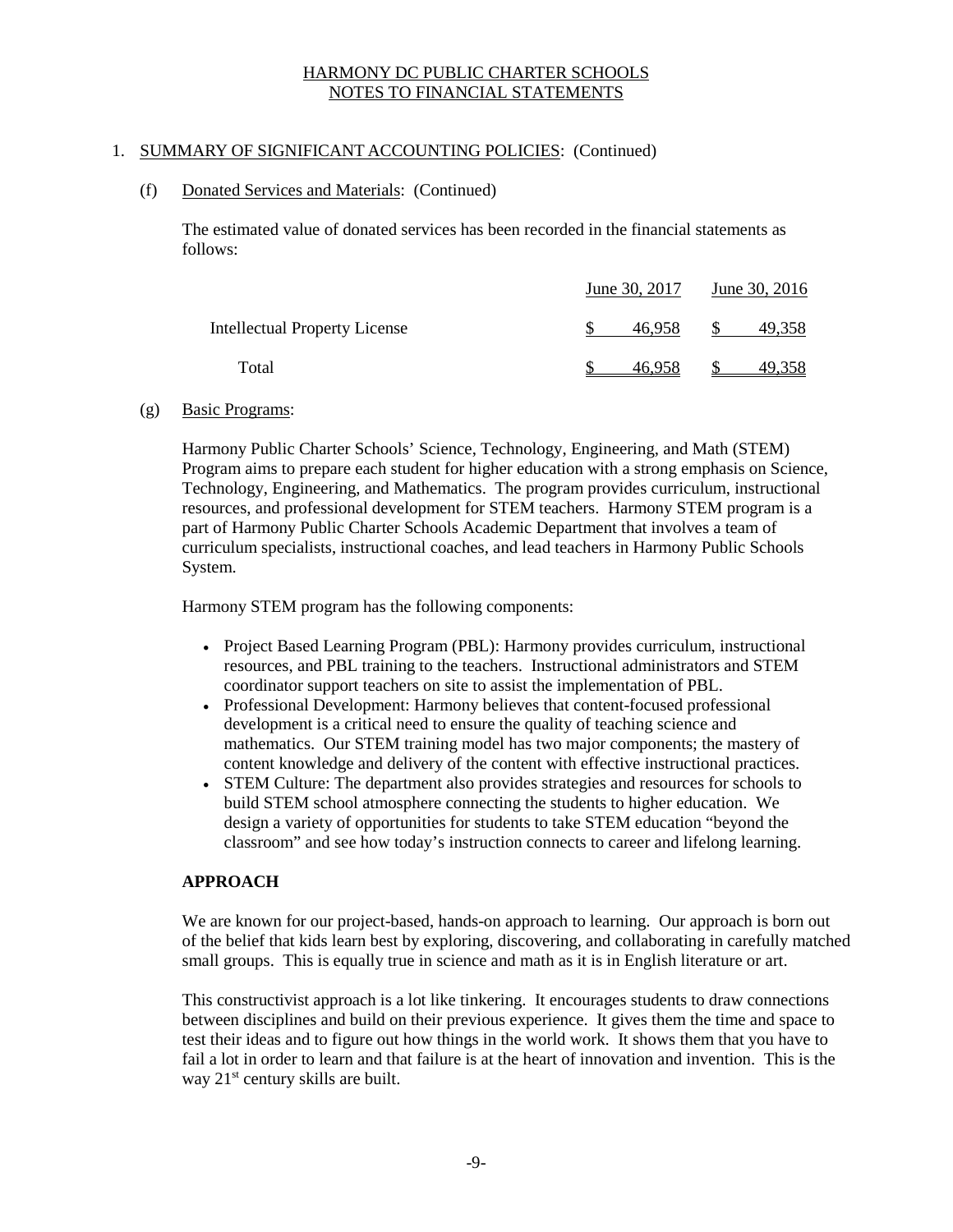HARMONY DC PUBLIC CHARTER SCHOOLS
NOTES TO FINANCIAL STATEMENTS

1. SUMMARY OF SIGNIFICANT ACCOUNTING POLICIES: (Continued)

(f) Donated Services and Materials: (Continued)

The estimated value of donated services has been recorded in the financial statements as follows:

| | June 30, 2017 | June 30, 2016 |
|---|---|---|
| Intellectual Property License | $ 46,958 | $ 49,358 |
| Total | $ 46,958 | $ 49,358 |

(g) Basic Programs:

Harmony Public Charter Schools' Science, Technology, Engineering, and Math (STEM) Program aims to prepare each student for higher education with a strong emphasis on Science, Technology, Engineering, and Mathematics. The program provides curriculum, instructional resources, and professional development for STEM teachers. Harmony STEM program is a part of Harmony Public Charter Schools Academic Department that involves a team of curriculum specialists, instructional coaches, and lead teachers in Harmony Public Schools System.

Harmony STEM program has the following components:

- Project Based Learning Program (PBL): Harmony provides curriculum, instructional resources, and PBL training to the teachers. Instructional administrators and STEM coordinator support teachers on site to assist the implementation of PBL.
- Professional Development: Harmony believes that content-focused professional development is a critical need to ensure the quality of teaching science and mathematics. Our STEM training model has two major components; the mastery of content knowledge and delivery of the content with effective instructional practices.
- STEM Culture: The department also provides strategies and resources for schools to build STEM school atmosphere connecting the students to higher education. We design a variety of opportunities for students to take STEM education "beyond the classroom" and see how today's instruction connects to career and lifelong learning.

**APPROACH**

We are known for our project-based, hands-on approach to learning. Our approach is born out of the belief that kids learn best by exploring, discovering, and collaborating in carefully matched small groups. This is equally true in science and math as it is in English literature or art.

This constructivist approach is a lot like tinkering. It encourages students to draw connections between disciplines and build on their previous experience. It gives them the time and space to test their ideas and to figure out how things in the world work. It shows them that you have to fail a lot in order to learn and that failure is at the heart of innovation and invention. This is the way 21st century skills are built.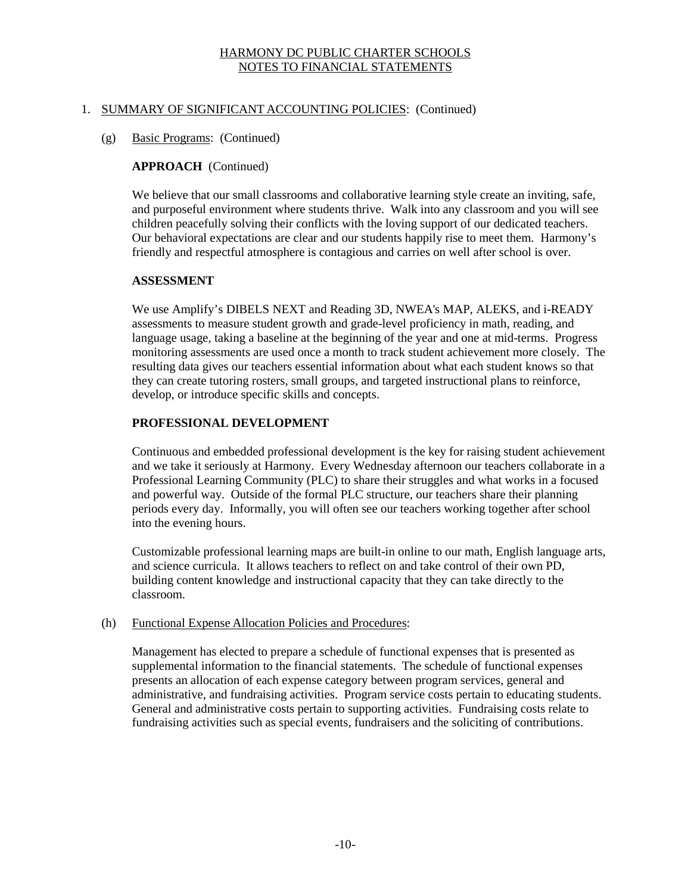## 1. SUMMARY OF SIGNIFICANT ACCOUNTING POLICIES: (Continued)

### (g) Basic Programs: (Continued)

**APPROACH** (Continued)

We believe that our small classrooms and collaborative learning style create an inviting, safe, and purposeful environment where students thrive. Walk into any classroom and you will see children peacefully solving their conflicts with the loving support of our dedicated teachers. Our behavioral expectations are clear and our students happily rise to meet them. Harmony's friendly and respectful atmosphere is contagious and carries on well after school is over.

**ASSESSMENT**

We use Amplify's DIBELS NEXT and Reading 3D, NWEA's MAP, ALEKS, and i-READY assessments to measure student growth and grade-level proficiency in math, reading, and language usage, taking a baseline at the beginning of the year and one at mid-terms. Progress monitoring assessments are used once a month to track student achievement more closely. The resulting data gives our teachers essential information about what each student knows so that they can create tutoring rosters, small groups, and targeted instructional plans to reinforce, develop, or introduce specific skills and concepts.

**PROFESSIONAL DEVELOPMENT**

Continuous and embedded professional development is the key for raising student achievement and we take it seriously at Harmony. Every Wednesday afternoon our teachers collaborate in a Professional Learning Community (PLC) to share their struggles and what works in a focused and powerful way. Outside of the formal PLC structure, our teachers share their planning periods every day. Informally, you will often see our teachers working together after school into the evening hours.

Customizable professional learning maps are built-in online to our math, English language arts, and science curricula. It allows teachers to reflect on and take control of their own PD, building content knowledge and instructional capacity that they can take directly to the classroom.

### (h) Functional Expense Allocation Policies and Procedures:

Management has elected to prepare a schedule of functional expenses that is presented as supplemental information to the financial statements. The schedule of functional expenses presents an allocation of each expense category between program services, general and administrative, and fundraising activities. Program service costs pertain to educating students. General and administrative costs pertain to supporting activities. Fundraising costs relate to fundraising activities such as special events, fundraisers and the soliciting of contributions.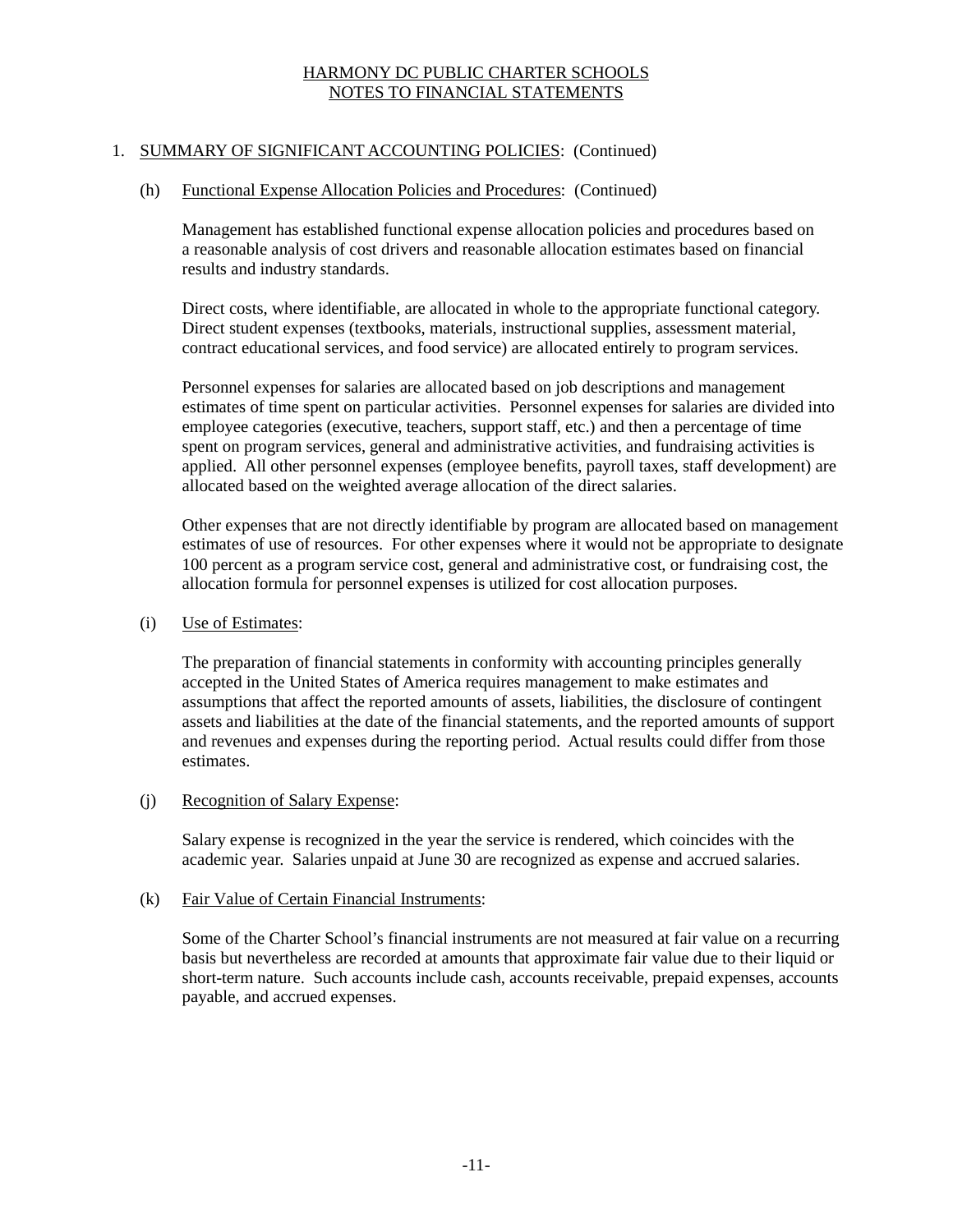# HARMONY DC PUBLIC CHARTER SCHOOLS
## NOTES TO FINANCIAL STATEMENTS

1. SUMMARY OF SIGNIFICANT ACCOUNTING POLICIES: (Continued)

   (h) Functional Expense Allocation Policies and Procedures: (Continued)

   Management has established functional expense allocation policies and procedures based on a reasonable analysis of cost drivers and reasonable allocation estimates based on financial results and industry standards.

   Direct costs, where identifiable, are allocated in whole to the appropriate functional category. Direct student expenses (textbooks, materials, instructional supplies, assessment material, contract educational services, and food service) are allocated entirely to program services.

   Personnel expenses for salaries are allocated based on job descriptions and management estimates of time spent on particular activities. Personnel expenses for salaries are divided into employee categories (executive, teachers, support staff, etc.) and then a percentage of time spent on program services, general and administrative activities, and fundraising activities is applied. All other personnel expenses (employee benefits, payroll taxes, staff development) are allocated based on the weighted average allocation of the direct salaries.

   Other expenses that are not directly identifiable by program are allocated based on management estimates of use of resources. For other expenses where it would not be appropriate to designate 100 percent as a program service cost, general and administrative cost, or fundraising cost, the allocation formula for personnel expenses is utilized for cost allocation purposes.

   (i) Use of Estimates:

   The preparation of financial statements in conformity with accounting principles generally accepted in the United States of America requires management to make estimates and assumptions that affect the reported amounts of assets, liabilities, the disclosure of contingent assets and liabilities at the date of the financial statements, and the reported amounts of support and revenues and expenses during the reporting period. Actual results could differ from those estimates.

   (j) Recognition of Salary Expense:

   Salary expense is recognized in the year the service is rendered, which coincides with the academic year. Salaries unpaid at June 30 are recognized as expense and accrued salaries.

   (k) Fair Value of Certain Financial Instruments:

   Some of the Charter School's financial instruments are not measured at fair value on a recurring basis but nevertheless are recorded at amounts that approximate fair value due to their liquid or short-term nature. Such accounts include cash, accounts receivable, prepaid expenses, accounts payable, and accrued expenses.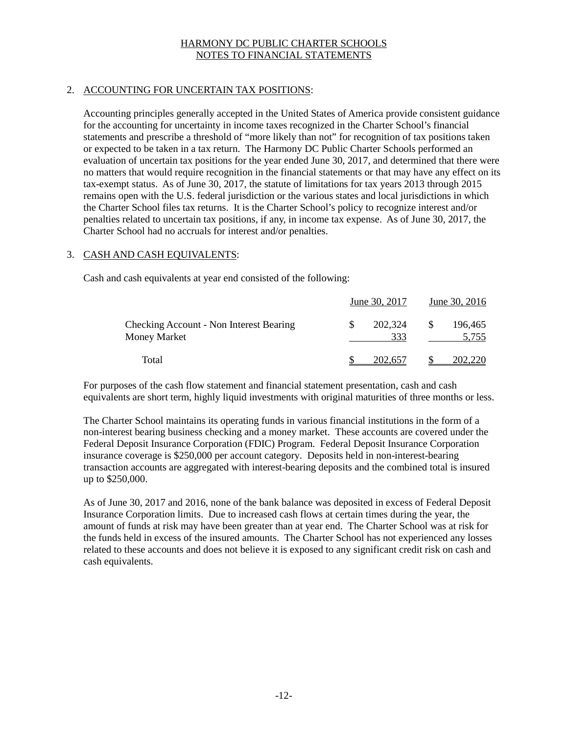## 2. ACCOUNTING FOR UNCERTAIN TAX POSITIONS:

Accounting principles generally accepted in the United States of America provide consistent guidance for the accounting for uncertainty in income taxes recognized in the Charter School's financial statements and prescribe a threshold of "more likely than not" for recognition of tax positions taken or expected to be taken in a tax return. The Harmony DC Public Charter Schools performed an evaluation of uncertain tax positions for the year ended June 30, 2017, and determined that there were no matters that would require recognition in the financial statements or that may have any effect on its tax-exempt status. As of June 30, 2017, the statute of limitations for tax years 2013 through 2015 remains open with the U.S. federal jurisdiction or the various states and local jurisdictions in which the Charter School files tax returns. It is the Charter School's policy to recognize interest and/or penalties related to uncertain tax positions, if any, in income tax expense. As of June 30, 2017, the Charter School had no accruals for interest and/or penalties.

## 3. CASH AND CASH EQUIVALENTS:

Cash and cash equivalents at year end consisted of the following:

| | June 30, 2017 | June 30, 2016 |
|---|---|---|
| Checking Account - Non Interest Bearing | $ 202,324 | $ 196,465 |
| Money Market | 333 | 5,755 |
| Total | $ 202,657 | $ 202,220 |

For purposes of the cash flow statement and financial statement presentation, cash and cash equivalents are short term, highly liquid investments with original maturities of three months or less.

The Charter School maintains its operating funds in various financial institutions in the form of a non-interest bearing business checking and a money market. These accounts are covered under the Federal Deposit Insurance Corporation (FDIC) Program. Federal Deposit Insurance Corporation insurance coverage is $250,000 per account category. Deposits held in non-interest-bearing transaction accounts are aggregated with interest-bearing deposits and the combined total is insured up to $250,000.

As of June 30, 2017 and 2016, none of the bank balance was deposited in excess of Federal Deposit Insurance Corporation limits. Due to increased cash flows at certain times during the year, the amount of funds at risk may have been greater than at year end. The Charter School was at risk for the funds held in excess of the insured amounts. The Charter School has not experienced any losses related to these accounts and does not believe it is exposed to any significant credit risk on cash and cash equivalents.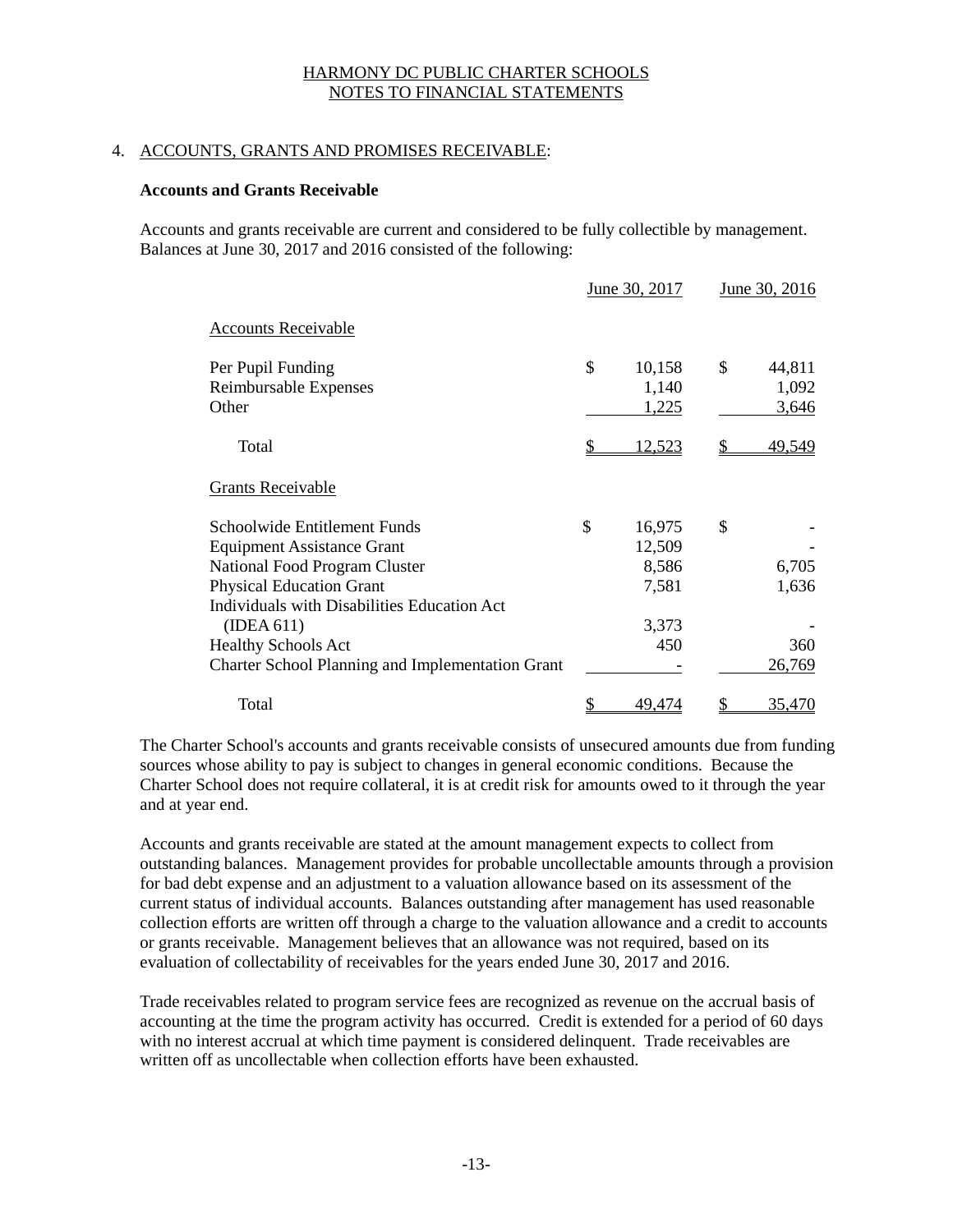HARMONY DC PUBLIC CHARTER SCHOOLS
NOTES TO FINANCIAL STATEMENTS

4. ACCOUNTS, GRANTS AND PROMISES RECEIVABLE:

**Accounts and Grants Receivable**

Accounts and grants receivable are current and considered to be fully collectible by management. Balances at June 30, 2017 and 2016 consisted of the following:

| | June 30, 2017 | June 30, 2016 |
|---|---|---|
| Accounts Receivable | | |
| Per Pupil Funding | $ 10,158 | $ 44,811 |
| Reimbursable Expenses | 1,140 | 1,092 |
| Other | 1,225 | 3,646 |
| Total | $ 12,523 | $ 49,549 |
| Grants Receivable | | |
| Schoolwide Entitlement Funds | $ 16,975 | $ - |
| Equipment Assistance Grant | 12,509 | - |
| National Food Program Cluster | 8,586 | 6,705 |
| Physical Education Grant | 7,581 | 1,636 |
| Individuals with Disabilities Education Act (IDEA 611) | 3,373 | - |
| Healthy Schools Act | 450 | 360 |
| Charter School Planning and Implementation Grant | - | 26,769 |
| Total | $ 49,474 | $ 35,470 |

The Charter School's accounts and grants receivable consists of unsecured amounts due from funding sources whose ability to pay is subject to changes in general economic conditions. Because the Charter School does not require collateral, it is at credit risk for amounts owed to it through the year and at year end.

Accounts and grants receivable are stated at the amount management expects to collect from outstanding balances. Management provides for probable uncollectable amounts through a provision for bad debt expense and an adjustment to a valuation allowance based on its assessment of the current status of individual accounts. Balances outstanding after management has used reasonable collection efforts are written off through a charge to the valuation allowance and a credit to accounts or grants receivable. Management believes that an allowance was not required, based on its evaluation of collectability of receivables for the years ended June 30, 2017 and 2016.

Trade receivables related to program service fees are recognized as revenue on the accrual basis of accounting at the time the program activity has occurred. Credit is extended for a period of 60 days with no interest accrual at which time payment is considered delinquent. Trade receivables are written off as uncollectable when collection efforts have been exhausted.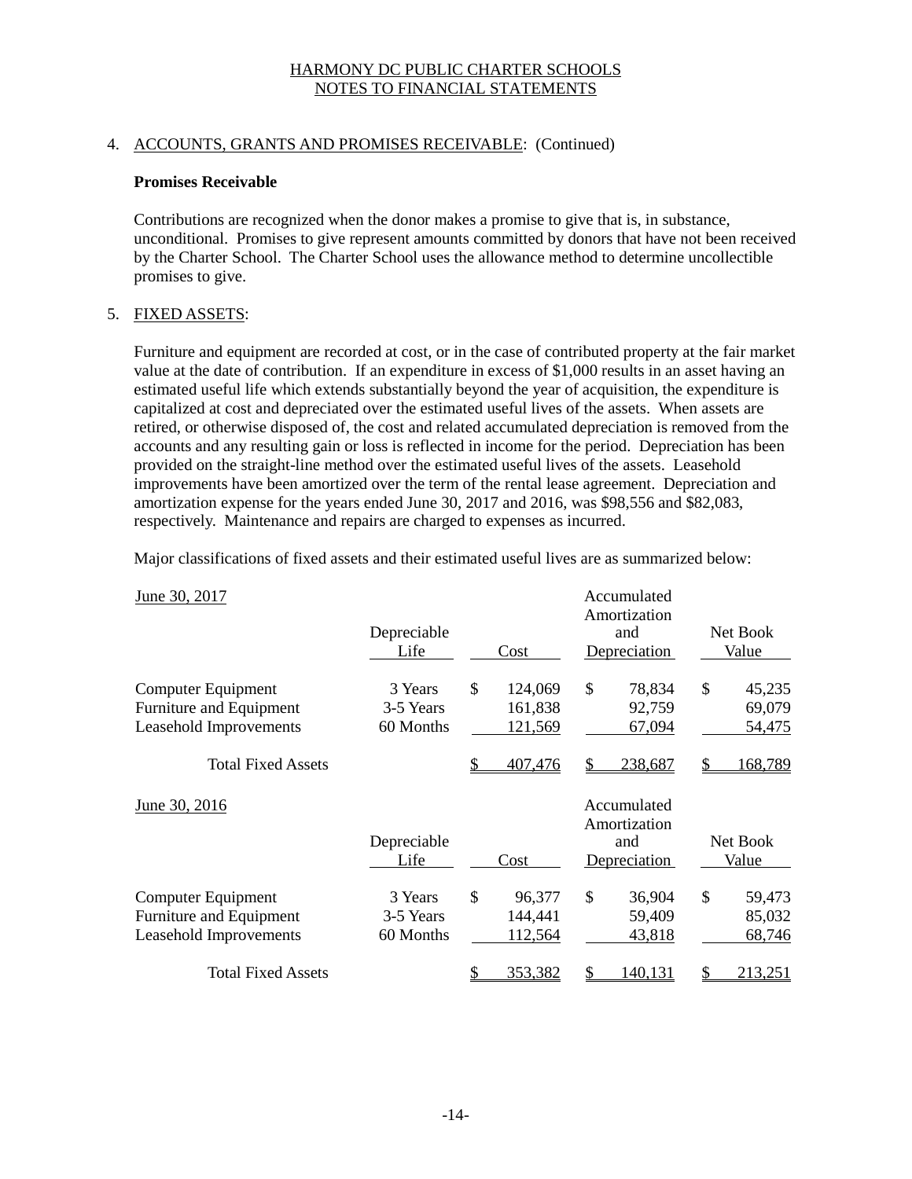HARMONY DC PUBLIC CHARTER SCHOOLS
NOTES TO FINANCIAL STATEMENTS

4. ACCOUNTS, GRANTS AND PROMISES RECEIVABLE: (Continued)

**Promises Receivable**

Contributions are recognized when the donor makes a promise to give that is, in substance, unconditional. Promises to give represent amounts committed by donors that have not been received by the Charter School. The Charter School uses the allowance method to determine uncollectible promises to give.

5. FIXED ASSETS:

Furniture and equipment are recorded at cost, or in the case of contributed property at the fair market value at the date of contribution. If an expenditure in excess of $1,000 results in an asset having an estimated useful life which extends substantially beyond the year of acquisition, the expenditure is capitalized at cost and depreciated over the estimated useful lives of the assets. When assets are retired, or otherwise disposed of, the cost and related accumulated depreciation is removed from the accounts and any resulting gain or loss is reflected in income for the period. Depreciation has been provided on the straight-line method over the estimated useful lives of the assets. Leasehold improvements have been amortized over the term of the rental lease agreement. Depreciation and amortization expense for the years ended June 30, 2017 and 2016, was $98,556 and $82,083, respectively. Maintenance and repairs are charged to expenses as incurred.

Major classifications of fixed assets and their estimated useful lives are as summarized below:

| June 30, 2017 | Depreciable Life | Cost | Accumulated Amortization and Depreciation | Net Book Value |
|---|---|---|---|---|
| Computer Equipment | 3 Years | $ 124,069 | $ 78,834 | $ 45,235 |
| Furniture and Equipment | 3-5 Years | 161,838 | 92,759 | 69,079 |
| Leasehold Improvements | 60 Months | 121,569 | 67,094 | 54,475 |
| Total Fixed Assets | | $ 407,476 | $ 238,687 | $ 168,789 |

| June 30, 2016 | Depreciable Life | Cost | Accumulated Amortization and Depreciation | Net Book Value |
|---|---|---|---|---|
| Computer Equipment | 3 Years | $ 96,377 | $ 36,904 | $ 59,473 |
| Furniture and Equipment | 3-5 Years | 144,441 | 59,409 | 85,032 |
| Leasehold Improvements | 60 Months | 112,564 | 43,818 | 68,746 |
| Total Fixed Assets | | $ 353,382 | $ 140,131 | $ 213,251 |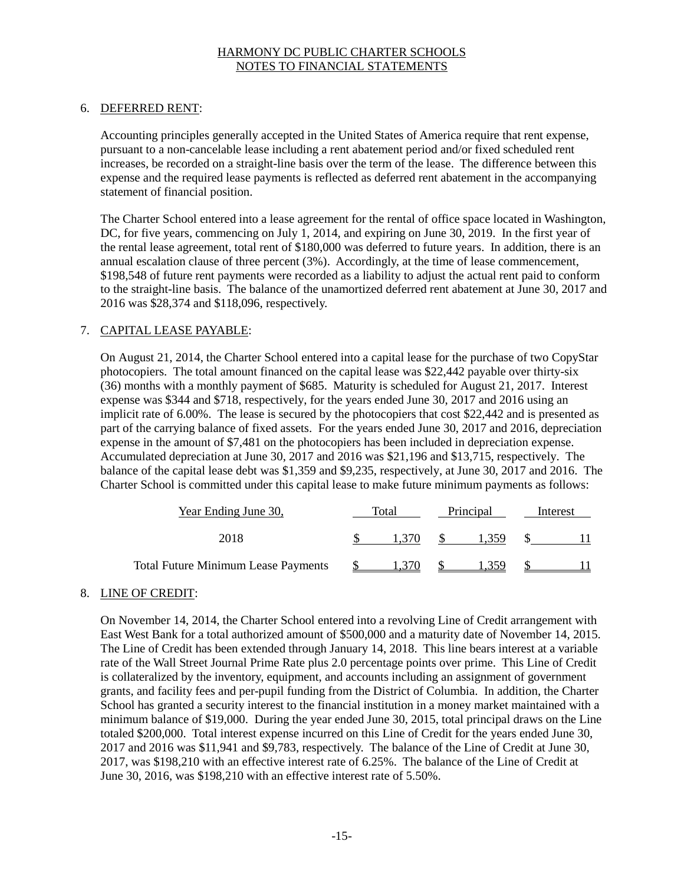HARMONY DC PUBLIC CHARTER SCHOOLS
NOTES TO FINANCIAL STATEMENTS

## 6. DEFERRED RENT:

Accounting principles generally accepted in the United States of America require that rent expense, pursuant to a non-cancelable lease including a rent abatement period and/or fixed scheduled rent increases, be recorded on a straight-line basis over the term of the lease. The difference between this expense and the required lease payments is reflected as deferred rent abatement in the accompanying statement of financial position.

The Charter School entered into a lease agreement for the rental of office space located in Washington, DC, for five years, commencing on July 1, 2014, and expiring on June 30, 2019. In the first year of the rental lease agreement, total rent of $180,000 was deferred to future years. In addition, there is an annual escalation clause of three percent (3%). Accordingly, at the time of lease commencement, $198,548 of future rent payments were recorded as a liability to adjust the actual rent paid to conform to the straight-line basis. The balance of the unamortized deferred rent abatement at June 30, 2017 and 2016 was $28,374 and $118,096, respectively.

## 7. CAPITAL LEASE PAYABLE:

On August 21, 2014, the Charter School entered into a capital lease for the purchase of two CopyStar photocopiers. The total amount financed on the capital lease was $22,442 payable over thirty-six (36) months with a monthly payment of $685. Maturity is scheduled for August 21, 2017. Interest expense was $344 and $718, respectively, for the years ended June 30, 2017 and 2016 using an implicit rate of 6.00%. The lease is secured by the photocopiers that cost $22,442 and is presented as part of the carrying balance of fixed assets. For the years ended June 30, 2017 and 2016, depreciation expense in the amount of $7,481 on the photocopiers has been included in depreciation expense. Accumulated depreciation at June 30, 2017 and 2016 was $21,196 and $13,715, respectively. The balance of the capital lease debt was $1,359 and $9,235, respectively, at June 30, 2017 and 2016. The Charter School is committed under this capital lease to make future minimum payments as follows:

| Year Ending June 30, | Total | Principal | Interest |
|---|---|---|---|
| 2018 | $ 1,370 | $ 1,359 | $ 11 |
| Total Future Minimum Lease Payments | $ 1,370 | $ 1,359 | $ 11 |

## 8. LINE OF CREDIT:

On November 14, 2014, the Charter School entered into a revolving Line of Credit arrangement with East West Bank for a total authorized amount of $500,000 and a maturity date of November 14, 2015. The Line of Credit has been extended through January 14, 2018. This line bears interest at a variable rate of the Wall Street Journal Prime Rate plus 2.0 percentage points over prime. This Line of Credit is collateralized by the inventory, equipment, and accounts including an assignment of government grants, and facility fees and per-pupil funding from the District of Columbia. In addition, the Charter School has granted a security interest to the financial institution in a money market maintained with a minimum balance of $19,000. During the year ended June 30, 2015, total principal draws on the Line totaled $200,000. Total interest expense incurred on this Line of Credit for the years ended June 30, 2017 and 2016 was $11,941 and $9,783, respectively. The balance of the Line of Credit at June 30, 2017, was $198,210 with an effective interest rate of 6.25%. The balance of the Line of Credit at June 30, 2016, was $198,210 with an effective interest rate of 5.50%.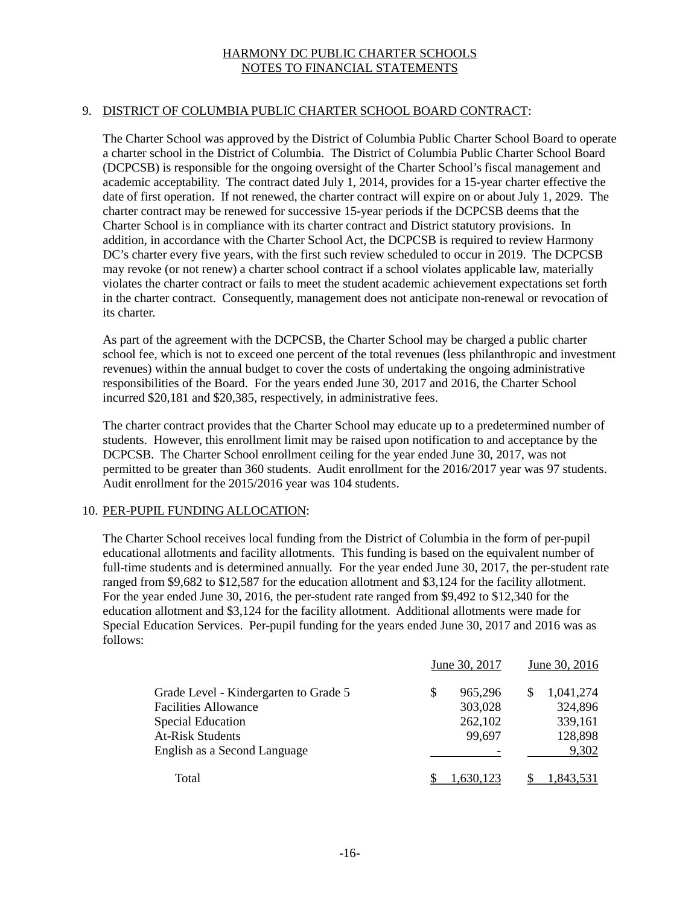# HARMONY DC PUBLIC CHARTER SCHOOLS
## NOTES TO FINANCIAL STATEMENTS

## 9. DISTRICT OF COLUMBIA PUBLIC CHARTER SCHOOL BOARD CONTRACT:

The Charter School was approved by the District of Columbia Public Charter School Board to operate a charter school in the District of Columbia. The District of Columbia Public Charter School Board (DCPCSB) is responsible for the ongoing oversight of the Charter School's fiscal management and academic acceptability. The contract dated July 1, 2014, provides for a 15-year charter effective the date of first operation. If not renewed, the charter contract will expire on or about July 1, 2029. The charter contract may be renewed for successive 15-year periods if the DCPCSB deems that the Charter School is in compliance with its charter contract and District statutory provisions. In addition, in accordance with the Charter School Act, the DCPCSB is required to review Harmony DC's charter every five years, with the first such review scheduled to occur in 2019. The DCPCSB may revoke (or not renew) a charter school contract if a school violates applicable law, materially violates the charter contract or fails to meet the student academic achievement expectations set forth in the charter contract. Consequently, management does not anticipate non-renewal or revocation of its charter.

As part of the agreement with the DCPCSB, the Charter School may be charged a public charter school fee, which is not to exceed one percent of the total revenues (less philanthropic and investment revenues) within the annual budget to cover the costs of undertaking the ongoing administrative responsibilities of the Board. For the years ended June 30, 2017 and 2016, the Charter School incurred $20,181 and $20,385, respectively, in administrative fees.

The charter contract provides that the Charter School may educate up to a predetermined number of students. However, this enrollment limit may be raised upon notification to and acceptance by the DCPCSB. The Charter School enrollment ceiling for the year ended June 30, 2017, was not permitted to be greater than 360 students. Audit enrollment for the 2016/2017 year was 97 students. Audit enrollment for the 2015/2016 year was 104 students.

## 10. PER-PUPIL FUNDING ALLOCATION:

The Charter School receives local funding from the District of Columbia in the form of per-pupil educational allotments and facility allotments. This funding is based on the equivalent number of full-time students and is determined annually. For the year ended June 30, 2017, the per-student rate ranged from $9,682 to $12,587 for the education allotment and $3,124 for the facility allotment. For the year ended June 30, 2016, the per-student rate ranged from $9,492 to $12,340 for the education allotment and $3,124 for the facility allotment. Additional allotments were made for Special Education Services. Per-pupil funding for the years ended June 30, 2017 and 2016 was as follows:

| | June 30, 2017 | June 30, 2016 |
|---|---|---|
| Grade Level - Kindergarten to Grade 5 | $ 965,296 | $ 1,041,274 |
| Facilities Allowance | 303,028 | 324,896 |
| Special Education | 262,102 | 339,161 |
| At-Risk Students | 99,697 | 128,898 |
| English as a Second Language | - | 9,302 |
| Total | $ 1,630,123 | $ 1,843,531 |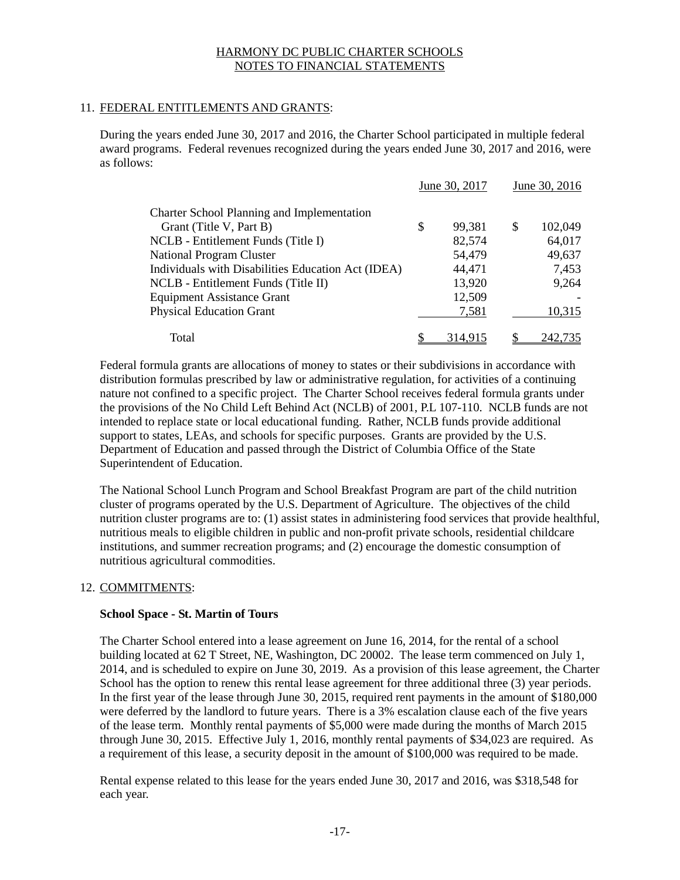## 11. FEDERAL ENTITLEMENTS AND GRANTS:

During the years ended June 30, 2017 and 2016, the Charter School participated in multiple federal award programs. Federal revenues recognized during the years ended June 30, 2017 and 2016, were as follows:

| | June 30, 2017 | June 30, 2016 |
|---|---|---|
| Charter School Planning and Implementation Grant (Title V, Part B) | $ 99,381 | $ 102,049 |
| NCLB - Entitlement Funds (Title I) | 82,574 | 64,017 |
| National Program Cluster | 54,479 | 49,637 |
| Individuals with Disabilities Education Act (IDEA) | 44,471 | 7,453 |
| NCLB - Entitlement Funds (Title II) | 13,920 | 9,264 |
| Equipment Assistance Grant | 12,509 | - |
| Physical Education Grant | 7,581 | 10,315 |
| Total | $ 314,915 | $ 242,735 |

Federal formula grants are allocations of money to states or their subdivisions in accordance with distribution formulas prescribed by law or administrative regulation, for activities of a continuing nature not confined to a specific project. The Charter School receives federal formula grants under the provisions of the No Child Left Behind Act (NCLB) of 2001, P.L 107-110. NCLB funds are not intended to replace state or local educational funding. Rather, NCLB funds provide additional support to states, LEAs, and schools for specific purposes. Grants are provided by the U.S. Department of Education and passed through the District of Columbia Office of the State Superintendent of Education.

The National School Lunch Program and School Breakfast Program are part of the child nutrition cluster of programs operated by the U.S. Department of Agriculture. The objectives of the child nutrition cluster programs are to: (1) assist states in administering food services that provide healthful, nutritious meals to eligible children in public and non-profit private schools, residential childcare institutions, and summer recreation programs; and (2) encourage the domestic consumption of nutritious agricultural commodities.

## 12. COMMITMENTS:

**School Space - St. Martin of Tours**

The Charter School entered into a lease agreement on June 16, 2014, for the rental of a school building located at 62 T Street, NE, Washington, DC 20002. The lease term commenced on July 1, 2014, and is scheduled to expire on June 30, 2019. As a provision of this lease agreement, the Charter School has the option to renew this rental lease agreement for three additional three (3) year periods. In the first year of the lease through June 30, 2015, required rent payments in the amount of $180,000 were deferred by the landlord to future years. There is a 3% escalation clause each of the five years of the lease term. Monthly rental payments of $5,000 were made during the months of March 2015 through June 30, 2015. Effective July 1, 2016, monthly rental payments of $34,023 are required. As a requirement of this lease, a security deposit in the amount of $100,000 was required to be made.

Rental expense related to this lease for the years ended June 30, 2017 and 2016, was $318,548 for each year.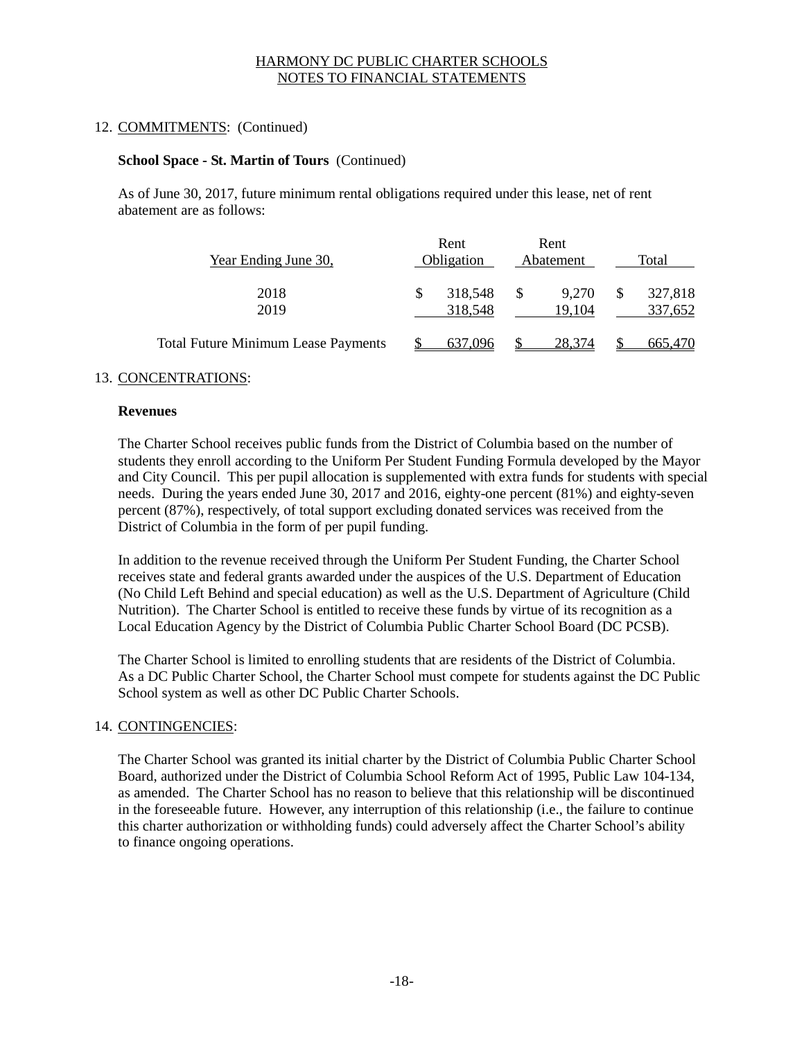HARMONY DC PUBLIC CHARTER SCHOOLS
NOTES TO FINANCIAL STATEMENTS

12. COMMITMENTS: (Continued)

**School Space - St. Martin of Tours** (Continued)

As of June 30, 2017, future minimum rental obligations required under this lease, net of rent abatement are as follows:

| Year Ending June 30, | Rent Obligation | Rent Abatement | Total |
|---|---|---|---|
| 2018 | $ 318,548 | $ 9,270 | $ 327,818 |
| 2019 | 318,548 | 19,104 | 337,652 |
| Total Future Minimum Lease Payments | $ 637,096 | $ 28,374 | $ 665,470 |

13. CONCENTRATIONS:

**Revenues**

The Charter School receives public funds from the District of Columbia based on the number of students they enroll according to the Uniform Per Student Funding Formula developed by the Mayor and City Council. This per pupil allocation is supplemented with extra funds for students with special needs. During the years ended June 30, 2017 and 2016, eighty-one percent (81%) and eighty-seven percent (87%), respectively, of total support excluding donated services was received from the District of Columbia in the form of per pupil funding.

In addition to the revenue received through the Uniform Per Student Funding, the Charter School receives state and federal grants awarded under the auspices of the U.S. Department of Education (No Child Left Behind and special education) as well as the U.S. Department of Agriculture (Child Nutrition). The Charter School is entitled to receive these funds by virtue of its recognition as a Local Education Agency by the District of Columbia Public Charter School Board (DC PCSB).

The Charter School is limited to enrolling students that are residents of the District of Columbia. As a DC Public Charter School, the Charter School must compete for students against the DC Public School system as well as other DC Public Charter Schools.

14. CONTINGENCIES:

The Charter School was granted its initial charter by the District of Columbia Public Charter School Board, authorized under the District of Columbia School Reform Act of 1995, Public Law 104-134, as amended. The Charter School has no reason to believe that this relationship will be discontinued in the foreseeable future. However, any interruption of this relationship (i.e., the failure to continue this charter authorization or withholding funds) could adversely affect the Charter School's ability to finance ongoing operations.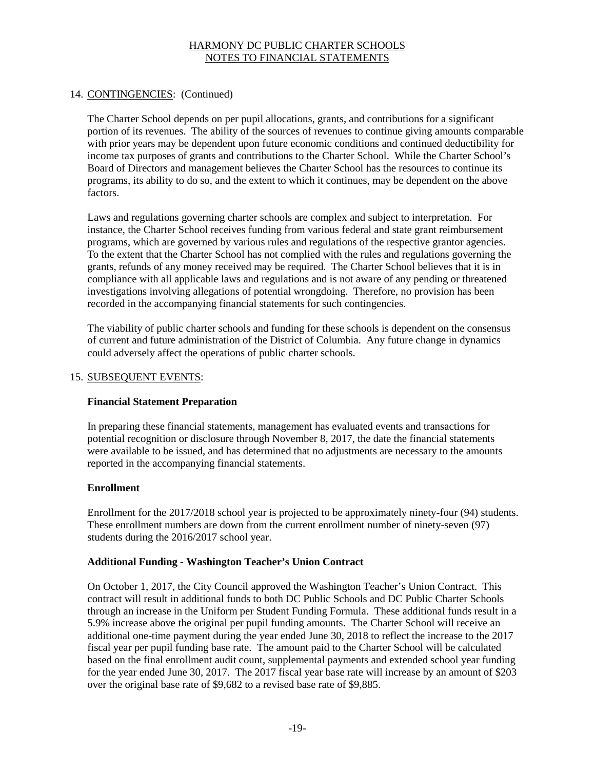## 14. CONTINGENCIES: (Continued)

The Charter School depends on per pupil allocations, grants, and contributions for a significant portion of its revenues. The ability of the sources of revenues to continue giving amounts comparable with prior years may be dependent upon future economic conditions and continued deductibility for income tax purposes of grants and contributions to the Charter School. While the Charter School's Board of Directors and management believes the Charter School has the resources to continue its programs, its ability to do so, and the extent to which it continues, may be dependent on the above factors.

Laws and regulations governing charter schools are complex and subject to interpretation. For instance, the Charter School receives funding from various federal and state grant reimbursement programs, which are governed by various rules and regulations of the respective grantor agencies. To the extent that the Charter School has not complied with the rules and regulations governing the grants, refunds of any money received may be required. The Charter School believes that it is in compliance with all applicable laws and regulations and is not aware of any pending or threatened investigations involving allegations of potential wrongdoing. Therefore, no provision has been recorded in the accompanying financial statements for such contingencies.

The viability of public charter schools and funding for these schools is dependent on the consensus of current and future administration of the District of Columbia. Any future change in dynamics could adversely affect the operations of public charter schools.

## 15. SUBSEQUENT EVENTS:

**Financial Statement Preparation**

In preparing these financial statements, management has evaluated events and transactions for potential recognition or disclosure through November 8, 2017, the date the financial statements were available to be issued, and has determined that no adjustments are necessary to the amounts reported in the accompanying financial statements.

**Enrollment**

Enrollment for the 2017/2018 school year is projected to be approximately ninety-four (94) students. These enrollment numbers are down from the current enrollment number of ninety-seven (97) students during the 2016/2017 school year.

**Additional Funding - Washington Teacher's Union Contract**

On October 1, 2017, the City Council approved the Washington Teacher's Union Contract. This contract will result in additional funds to both DC Public Schools and DC Public Charter Schools through an increase in the Uniform per Student Funding Formula. These additional funds result in a 5.9% increase above the original per pupil funding amounts. The Charter School will receive an additional one-time payment during the year ended June 30, 2018 to reflect the increase to the 2017 fiscal year per pupil funding base rate. The amount paid to the Charter School will be calculated based on the final enrollment audit count, supplemental payments and extended school year funding for the year ended June 30, 2017. The 2017 fiscal year base rate will increase by an amount of $203 over the original base rate of $9,682 to a revised base rate of $9,885.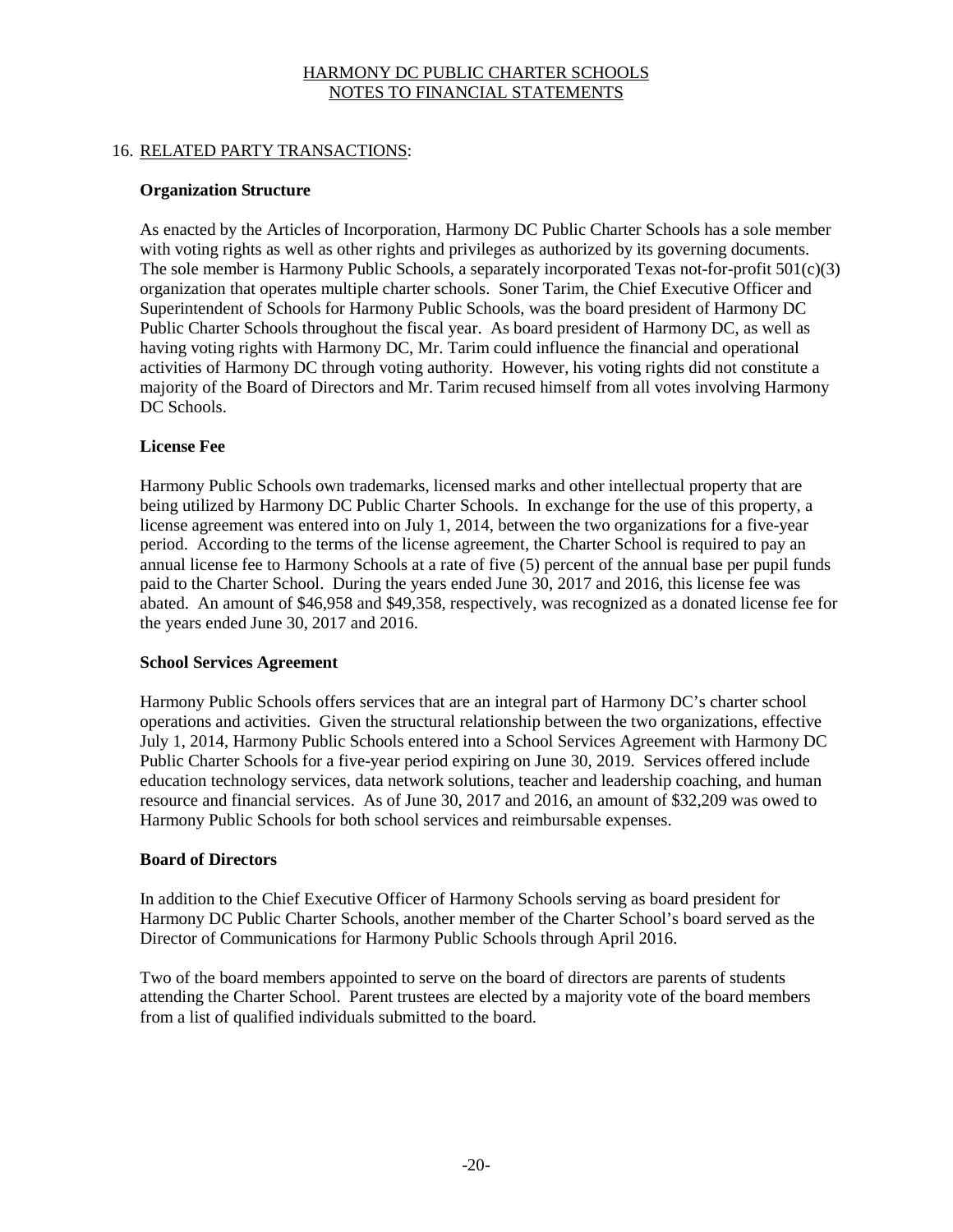HARMONY DC PUBLIC CHARTER SCHOOLS
NOTES TO FINANCIAL STATEMENTS

## 16. RELATED PARTY TRANSACTIONS:

### Organization Structure

As enacted by the Articles of Incorporation, Harmony DC Public Charter Schools has a sole member with voting rights as well as other rights and privileges as authorized by its governing documents. The sole member is Harmony Public Schools, a separately incorporated Texas not-for-profit 501(c)(3) organization that operates multiple charter schools. Soner Tarim, the Chief Executive Officer and Superintendent of Schools for Harmony Public Schools, was the board president of Harmony DC Public Charter Schools throughout the fiscal year. As board president of Harmony DC, as well as having voting rights with Harmony DC, Mr. Tarim could influence the financial and operational activities of Harmony DC through voting authority. However, his voting rights did not constitute a majority of the Board of Directors and Mr. Tarim recused himself from all votes involving Harmony DC Schools.

### License Fee

Harmony Public Schools own trademarks, licensed marks and other intellectual property that are being utilized by Harmony DC Public Charter Schools. In exchange for the use of this property, a license agreement was entered into on July 1, 2014, between the two organizations for a five-year period. According to the terms of the license agreement, the Charter School is required to pay an annual license fee to Harmony Schools at a rate of five (5) percent of the annual base per pupil funds paid to the Charter School. During the years ended June 30, 2017 and 2016, this license fee was abated. An amount of $46,958 and $49,358, respectively, was recognized as a donated license fee for the years ended June 30, 2017 and 2016.

### School Services Agreement

Harmony Public Schools offers services that are an integral part of Harmony DC's charter school operations and activities. Given the structural relationship between the two organizations, effective July 1, 2014, Harmony Public Schools entered into a School Services Agreement with Harmony DC Public Charter Schools for a five-year period expiring on June 30, 2019. Services offered include education technology services, data network solutions, teacher and leadership coaching, and human resource and financial services. As of June 30, 2017 and 2016, an amount of $32,209 was owed to Harmony Public Schools for both school services and reimbursable expenses.

### Board of Directors

In addition to the Chief Executive Officer of Harmony Schools serving as board president for Harmony DC Public Charter Schools, another member of the Charter School's board served as the Director of Communications for Harmony Public Schools through April 2016.

Two of the board members appointed to serve on the board of directors are parents of students attending the Charter School. Parent trustees are elected by a majority vote of the board members from a list of qualified individuals submitted to the board.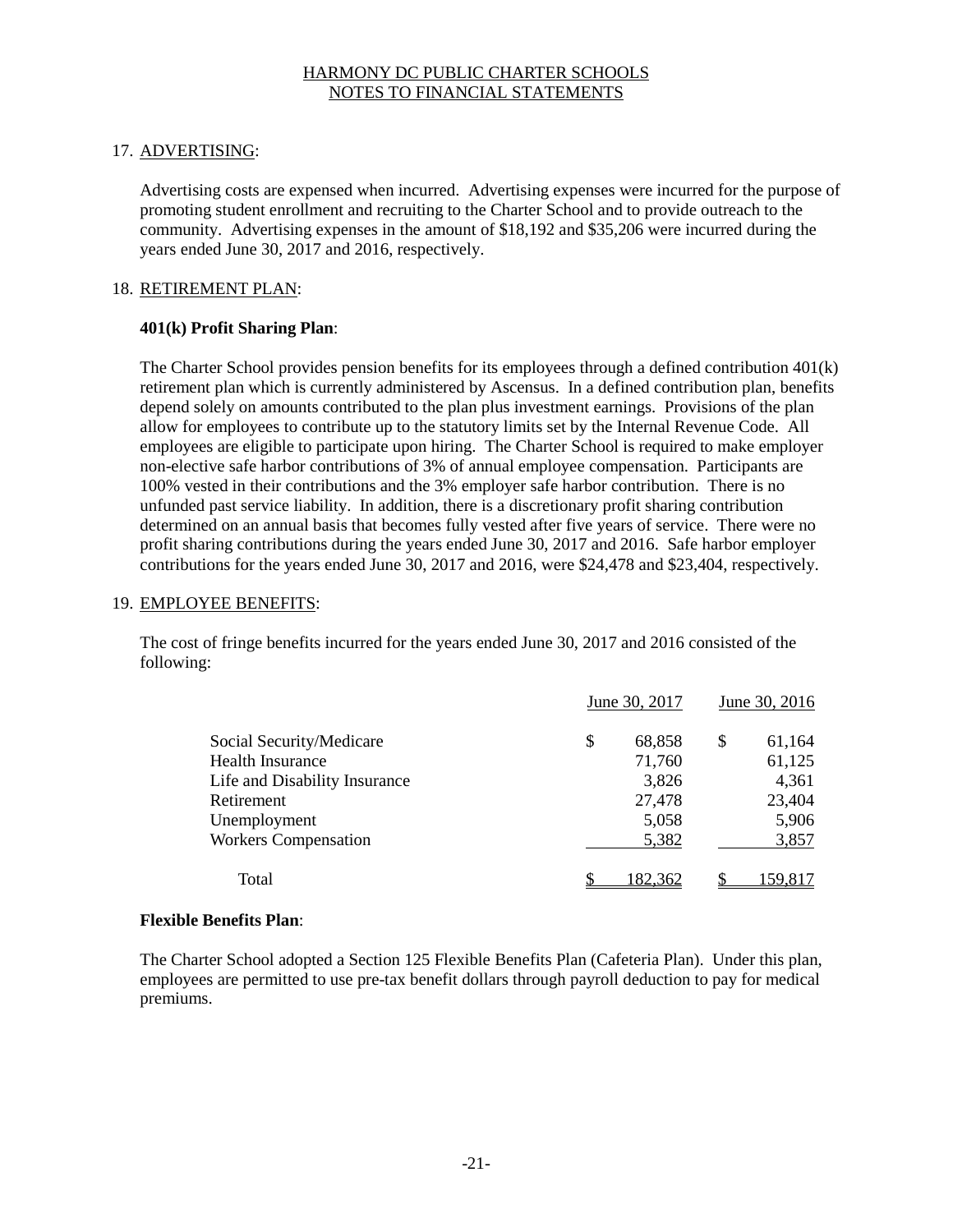## 17. ADVERTISING:

Advertising costs are expensed when incurred. Advertising expenses were incurred for the purpose of promoting student enrollment and recruiting to the Charter School and to provide outreach to the community. Advertising expenses in the amount of $18,192 and $35,206 were incurred during the years ended June 30, 2017 and 2016, respectively.

## 18. RETIREMENT PLAN:

**401(k) Profit Sharing Plan**:

The Charter School provides pension benefits for its employees through a defined contribution 401(k) retirement plan which is currently administered by Ascensus. In a defined contribution plan, benefits depend solely on amounts contributed to the plan plus investment earnings. Provisions of the plan allow for employees to contribute up to the statutory limits set by the Internal Revenue Code. All employees are eligible to participate upon hiring. The Charter School is required to make employer non-elective safe harbor contributions of 3% of annual employee compensation. Participants are 100% vested in their contributions and the 3% employer safe harbor contribution. There is no unfunded past service liability. In addition, there is a discretionary profit sharing contribution determined on an annual basis that becomes fully vested after five years of service. There were no profit sharing contributions during the years ended June 30, 2017 and 2016. Safe harbor employer contributions for the years ended June 30, 2017 and 2016, were $24,478 and $23,404, respectively.

## 19. EMPLOYEE BENEFITS:

The cost of fringe benefits incurred for the years ended June 30, 2017 and 2016 consisted of the following:

| | June 30, 2017 | June 30, 2016 |
|---|---|---|
| Social Security/Medicare | $ 68,858 | $ 61,164 |
| Health Insurance | 71,760 | 61,125 |
| Life and Disability Insurance | 3,826 | 4,361 |
| Retirement | 27,478 | 23,404 |
| Unemployment | 5,058 | 5,906 |
| Workers Compensation | 5,382 | 3,857 |
| Total | $ 182,362 | $ 159,817 |

**Flexible Benefits Plan**:

The Charter School adopted a Section 125 Flexible Benefits Plan (Cafeteria Plan). Under this plan, employees are permitted to use pre-tax benefit dollars through payroll deduction to pay for medical premiums.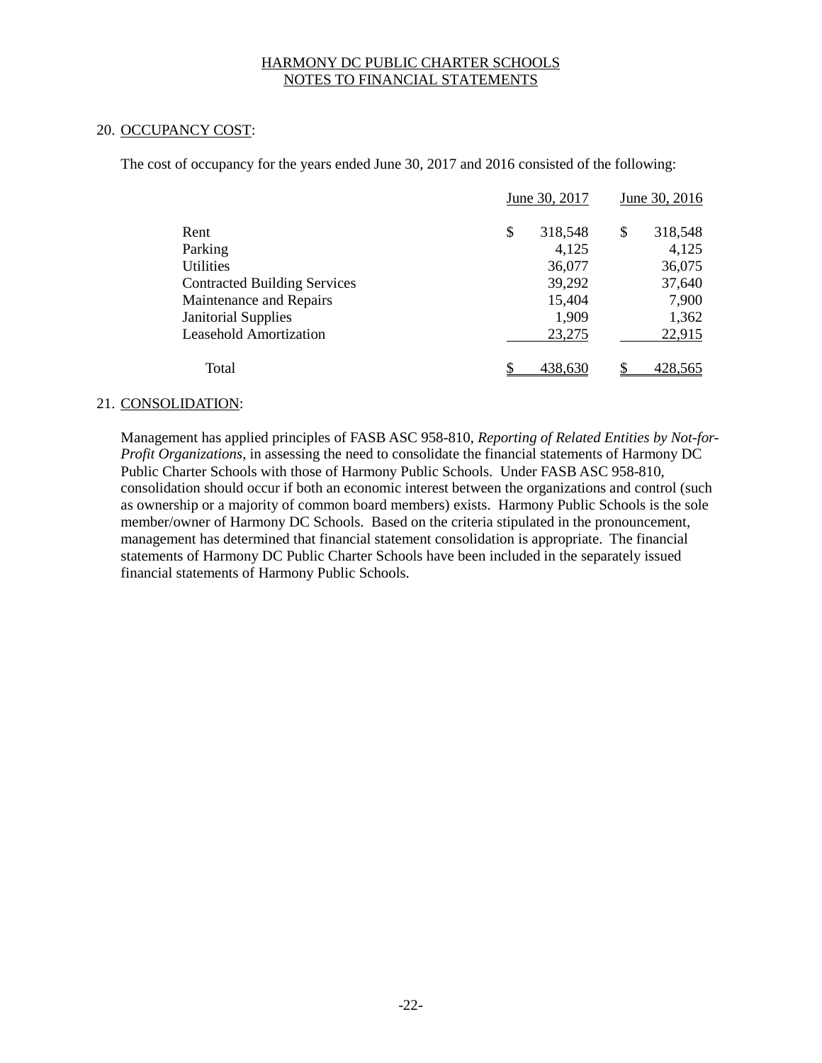HARMONY DC PUBLIC CHARTER SCHOOLS
NOTES TO FINANCIAL STATEMENTS

20. OCCUPANCY COST:

The cost of occupancy for the years ended June 30, 2017 and 2016 consisted of the following:

| | June 30, 2017 | June 30, 2016 |
|---|---|---|
| Rent | $ 318,548 | $ 318,548 |
| Parking | 4,125 | 4,125 |
| Utilities | 36,077 | 36,075 |
| Contracted Building Services | 39,292 | 37,640 |
| Maintenance and Repairs | 15,404 | 7,900 |
| Janitorial Supplies | 1,909 | 1,362 |
| Leasehold Amortization | 23,275 | 22,915 |
| Total | $ 438,630 | $ 428,565 |

21. CONSOLIDATION:

Management has applied principles of FASB ASC 958-810, *Reporting of Related Entities by Not-for-Profit Organizations,* in assessing the need to consolidate the financial statements of Harmony DC Public Charter Schools with those of Harmony Public Schools. Under FASB ASC 958-810, consolidation should occur if both an economic interest between the organizations and control (such as ownership or a majority of common board members) exists. Harmony Public Schools is the sole member/owner of Harmony DC Schools. Based on the criteria stipulated in the pronouncement, management has determined that financial statement consolidation is appropriate. The financial statements of Harmony DC Public Charter Schools have been included in the separately issued financial statements of Harmony Public Schools.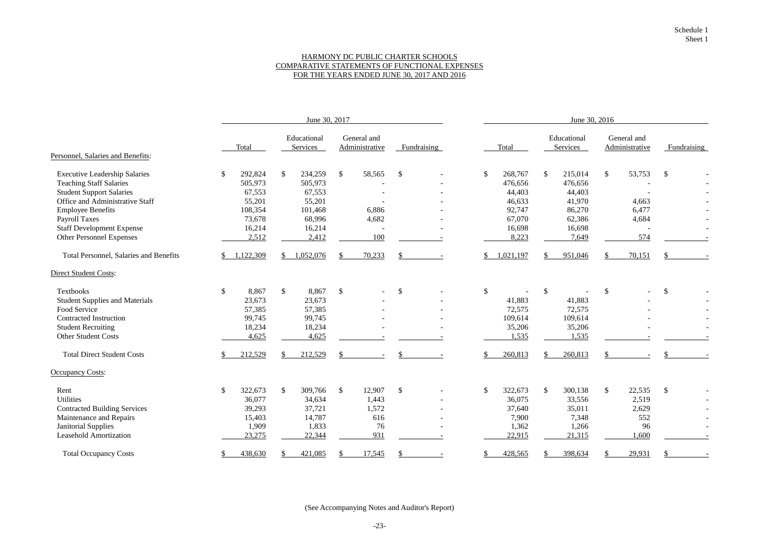Schedule 1
Sheet 1

# HARMONY DC PUBLIC CHARTER SCHOOLS
## COMPARATIVE STATEMENTS OF FUNCTIONAL EXPENSES
## FOR THE YEARS ENDED JUNE 30, 2017 AND 2016

| | June 30, 2017 | | | | June 30, 2016 | | | |
|---|---|---|---|---|---|---|---|---|
| | Total | Educational Services | General and Administrative | Fundraising | Total | Educational Services | General and Administrative | Fundraising |
| **Personnel, Salaries and Benefits:** | | | | | | | | |
| Executive Leadership Salaries | $ 292,824 | $ 234,259 | $ 58,565 | $ - | $ 268,767 | $ 215,014 | $ 53,753 | $ - |
| Teaching Staff Salaries | 505,973 | 505,973 | - | - | 476,656 | 476,656 | - | - |
| Student Support Salaries | 67,553 | 67,553 | - | - | 44,403 | 44,403 | - | - |
| Office and Administrative Staff | 55,201 | 55,201 | - | - | 46,633 | 41,970 | 4,663 | - |
| Employee Benefits | 108,354 | 101,468 | 6,886 | - | 92,747 | 86,270 | 6,477 | - |
| Payroll Taxes | 73,678 | 68,996 | 4,682 | - | 67,070 | 62,386 | 4,684 | - |
| Staff Development Expense | 16,214 | 16,214 | - | - | 16,698 | 16,698 | - | - |
| Other Personnel Expenses | 2,512 | 2,412 | 100 | - | 8,223 | 7,649 | 574 | - |
| Total Personnel, Salaries and Benefits | $ 1,122,309 | $ 1,052,076 | $ 70,233 | $ - | $ 1,021,197 | $ 951,046 | $ 70,151 | $ - |
| **Direct Student Costs:** | | | | | | | | |
| Textbooks | $ 8,867 | $ 8,867 | $ - | $ - | $ - | $ - | $ - | $ - |
| Student Supplies and Materials | 23,673 | 23,673 | - | - | 41,883 | 41,883 | - | - |
| Food Service | 57,385 | 57,385 | - | - | 72,575 | 72,575 | - | - |
| Contracted Instruction | 99,745 | 99,745 | - | - | 109,614 | 109,614 | - | - |
| Student Recruiting | 18,234 | 18,234 | - | - | 35,206 | 35,206 | - | - |
| Other Student Costs | 4,625 | 4,625 | - | - | 1,535 | 1,535 | - | - |
| Total Direct Student Costs | $ 212,529 | $ 212,529 | $ - | $ - | $ 260,813 | $ 260,813 | $ - | $ - |
| **Occupancy Costs:** | | | | | | | | |
| Rent | $ 322,673 | $ 309,766 | $ 12,907 | $ - | $ 322,673 | $ 300,138 | $ 22,535 | $ - |
| Utilities | 36,077 | 34,634 | 1,443 | - | 36,075 | 33,556 | 2,519 | - |
| Contracted Building Services | 39,293 | 37,721 | 1,572 | - | 37,640 | 35,011 | 2,629 | - |
| Maintenance and Repairs | 15,403 | 14,787 | 616 | - | 7,900 | 7,348 | 552 | - |
| Janitorial Supplies | 1,909 | 1,833 | 76 | - | 1,362 | 1,266 | 96 | - |
| Leasehold Amortization | 23,275 | 22,344 | 931 | - | 22,915 | 21,315 | 1,600 | - |
| Total Occupancy Costs | $ 438,630 | $ 421,085 | $ 17,545 | $ - | $ 428,565 | $ 398,634 | $ 29,931 | $ - |

(See Accompanying Notes and Auditor's Report)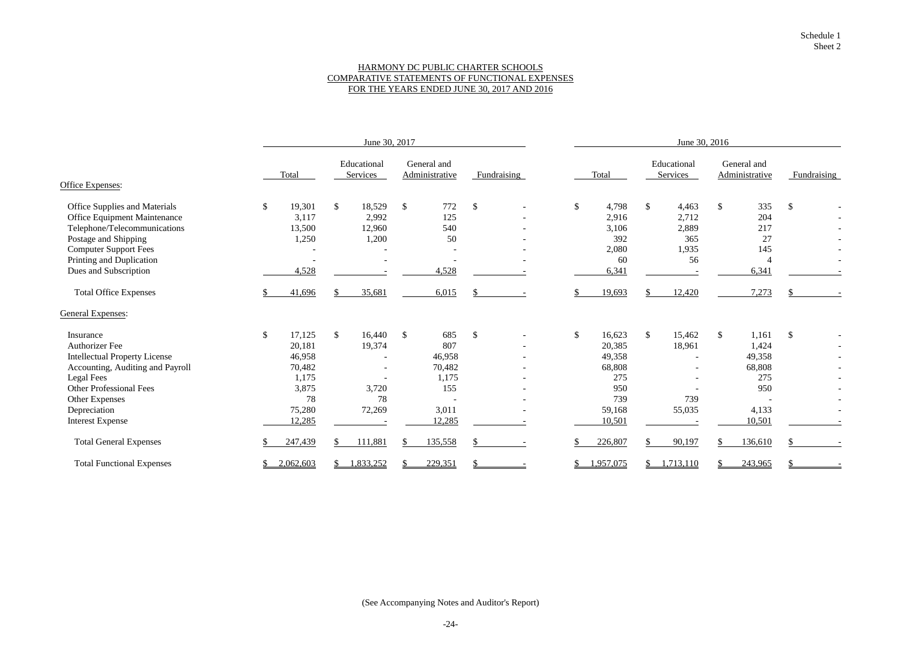Schedule 1
Sheet 2

# HARMONY DC PUBLIC CHARTER SCHOOLS
## COMPARATIVE STATEMENTS OF FUNCTIONAL EXPENSES
## FOR THE YEARS ENDED JUNE 30, 2017 AND 2016

| | June 30, 2017 | | | | June 30, 2016 | | | |
|---|---|---|---|---|---|---|---|---|
| | Total | Educational Services | General and Administrative | Fundraising | Total | Educational Services | General and Administrative | Fundraising |
| **Office Expenses:** | | | | | | | | |
| Office Supplies and Materials | $ 19,301 | $ 18,529 | $ 772 | $ - | $ 4,798 | $ 4,463 | $ 335 | $ - |
| Office Equipment Maintenance | 3,117 | 2,992 | 125 | - | 2,916 | 2,712 | 204 | - |
| Telephone/Telecommunications | 13,500 | 12,960 | 540 | - | 3,106 | 2,889 | 217 | - |
| Postage and Shipping | 1,250 | 1,200 | 50 | - | 392 | 365 | 27 | - |
| Computer Support Fees | - | - | - | - | 2,080 | 1,935 | 145 | - |
| Printing and Duplication | - | - | - | - | 60 | 56 | 4 | - |
| Dues and Subscription | 4,528 | - | 4,528 | - | 6,341 | - | 6,341 | - |
| Total Office Expenses | $ 41,696 | $ 35,681 | 6,015 | $ - | $ 19,693 | $ 12,420 | 7,273 | $ - |
| **General Expenses:** | | | | | | | | |
| Insurance | $ 17,125 | $ 16,440 | $ 685 | $ - | $ 16,623 | $ 15,462 | $ 1,161 | $ - |
| Authorizer Fee | 20,181 | 19,374 | 807 | - | 20,385 | 18,961 | 1,424 | - |
| Intellectual Property License | 46,958 | - | 46,958 | - | 49,358 | - | 49,358 | - |
| Accounting, Auditing and Payroll | 70,482 | - | 70,482 | - | 68,808 | - | 68,808 | - |
| Legal Fees | 1,175 | - | 1,175 | - | 275 | - | 275 | - |
| Other Professional Fees | 3,875 | 3,720 | 155 | - | 950 | - | 950 | - |
| Other Expenses | 78 | 78 | - | - | 739 | 739 | - | - |
| Depreciation | 75,280 | 72,269 | 3,011 | - | 59,168 | 55,035 | 4,133 | - |
| Interest Expense | 12,285 | - | 12,285 | - | 10,501 | - | 10,501 | - |
| Total General Expenses | $ 247,439 | $ 111,881 | $ 135,558 | $ - | $ 226,807 | $ 90,197 | $ 136,610 | $ - |
| Total Functional Expenses | $ 2,062,603 | $ 1,833,252 | $ 229,351 | $ - | $ 1,957,075 | $ 1,713,110 | $ 243,965 | $ - |

(See Accompanying Notes and Auditor's Report)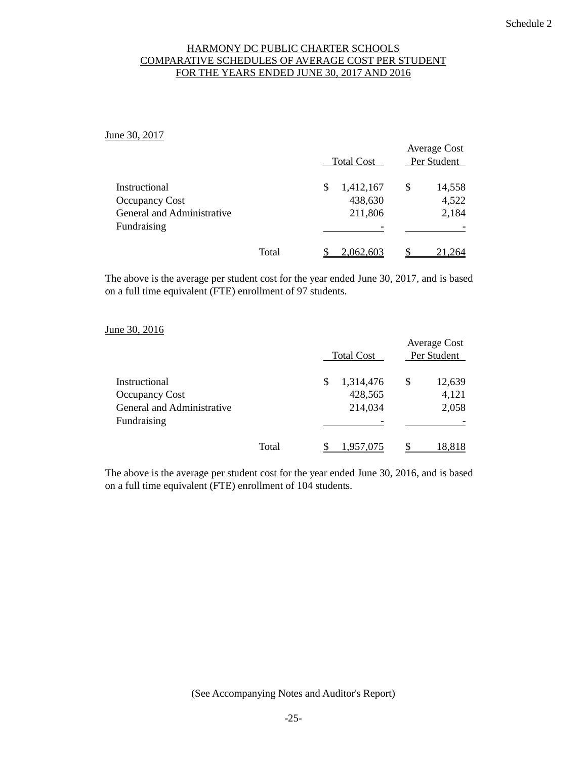Schedule 2

# HARMONY DC PUBLIC CHARTER SCHOOLS
## COMPARATIVE SCHEDULES OF AVERAGE COST PER STUDENT
## FOR THE YEARS ENDED JUNE 30, 2017 AND 2016

June 30, 2017

| | | Total Cost | Average Cost Per Student |
|---|---|---|---|
| Instructional | | $ 1,412,167 | $ 14,558 |
| Occupancy Cost | | 438,630 | 4,522 |
| General and Administrative | | 211,806 | 2,184 |
| Fundraising | | - | - |
| | Total | $ 2,062,603 | $ 21,264 |

The above is the average per student cost for the year ended June 30, 2017, and is based on a full time equivalent (FTE) enrollment of 97 students.

June 30, 2016

| | | Total Cost | Average Cost Per Student |
|---|---|---|---|
| Instructional | | $ 1,314,476 | $ 12,639 |
| Occupancy Cost | | 428,565 | 4,121 |
| General and Administrative | | 214,034 | 2,058 |
| Fundraising | | - | - |
| | Total | $ 1,957,075 | $ 18,818 |

The above is the average per student cost for the year ended June 30, 2016, and is based on a full time equivalent (FTE) enrollment of 104 students.

(See Accompanying Notes and Auditor's Report)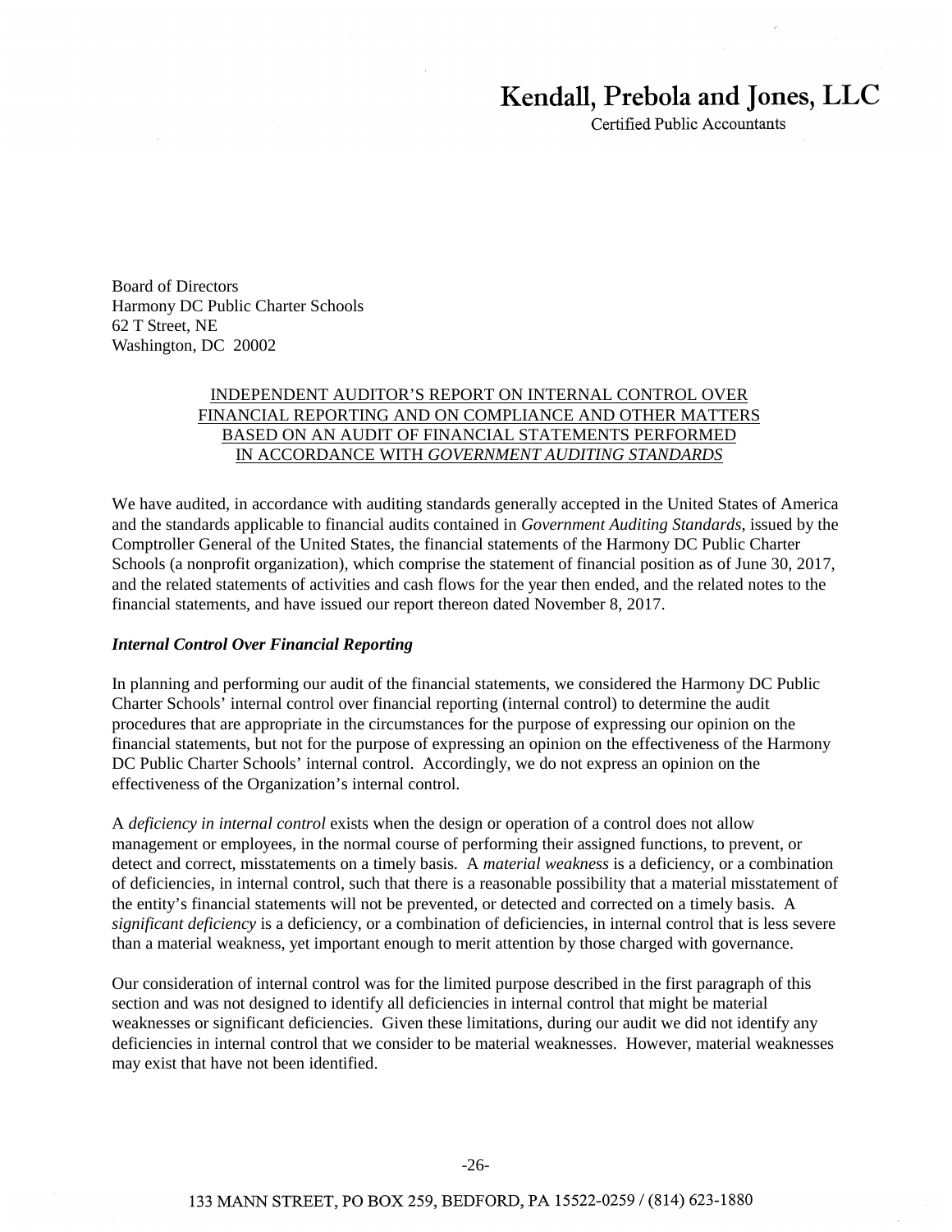# Kendall, Prebola and Jones, LLC

Certified Public Accountants

Board of Directors
Harmony DC Public Charter Schools
62 T Street, NE
Washington, DC 20002

## INDEPENDENT AUDITOR'S REPORT ON INTERNAL CONTROL OVER FINANCIAL REPORTING AND ON COMPLIANCE AND OTHER MATTERS BASED ON AN AUDIT OF FINANCIAL STATEMENTS PERFORMED IN ACCORDANCE WITH *GOVERNMENT AUDITING STANDARDS*

We have audited, in accordance with auditing standards generally accepted in the United States of America and the standards applicable to financial audits contained in *Government Auditing Standards*, issued by the Comptroller General of the United States, the financial statements of the Harmony DC Public Charter Schools (a nonprofit organization), which comprise the statement of financial position as of June 30, 2017, and the related statements of activities and cash flows for the year then ended, and the related notes to the financial statements, and have issued our report thereon dated November 8, 2017.

### *Internal Control Over Financial Reporting*

In planning and performing our audit of the financial statements, we considered the Harmony DC Public Charter Schools' internal control over financial reporting (internal control) to determine the audit procedures that are appropriate in the circumstances for the purpose of expressing our opinion on the financial statements, but not for the purpose of expressing an opinion on the effectiveness of the Harmony DC Public Charter Schools' internal control. Accordingly, we do not express an opinion on the effectiveness of the Organization's internal control.

A *deficiency in internal control* exists when the design or operation of a control does not allow management or employees, in the normal course of performing their assigned functions, to prevent, or detect and correct, misstatements on a timely basis. A *material weakness* is a deficiency, or a combination of deficiencies, in internal control, such that there is a reasonable possibility that a material misstatement of the entity's financial statements will not be prevented, or detected and corrected on a timely basis. A *significant deficiency* is a deficiency, or a combination of deficiencies, in internal control that is less severe than a material weakness, yet important enough to merit attention by those charged with governance.

Our consideration of internal control was for the limited purpose described in the first paragraph of this section and was not designed to identify all deficiencies in internal control that might be material weaknesses or significant deficiencies. Given these limitations, during our audit we did not identify any deficiencies in internal control that we consider to be material weaknesses. However, material weaknesses may exist that have not been identified.

133 MANN STREET, PO BOX 259, BEDFORD, PA 15522-0259 / (814) 623-1880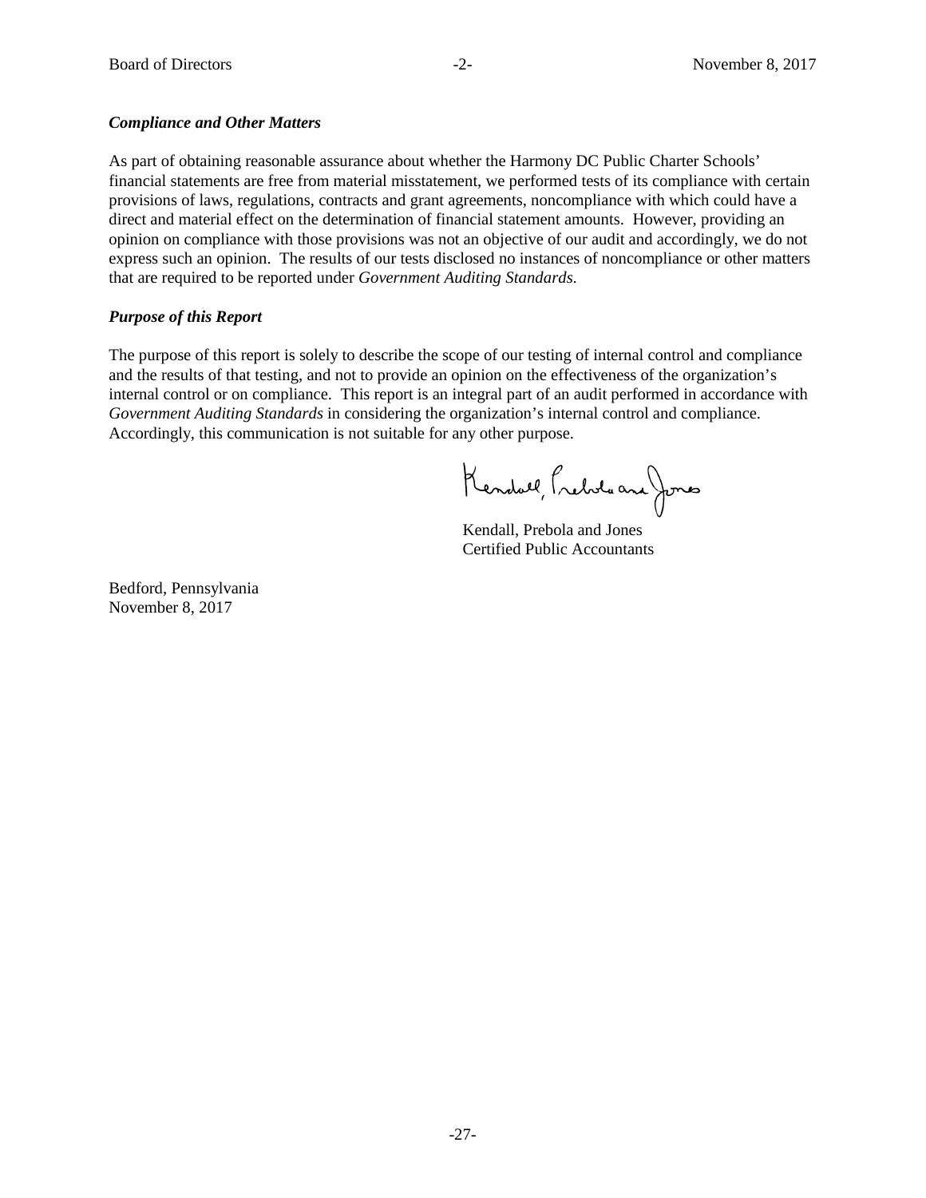### *Compliance and Other Matters*

As part of obtaining reasonable assurance about whether the Harmony DC Public Charter Schools' financial statements are free from material misstatement, we performed tests of its compliance with certain provisions of laws, regulations, contracts and grant agreements, noncompliance with which could have a direct and material effect on the determination of financial statement amounts. However, providing an opinion on compliance with those provisions was not an objective of our audit and accordingly, we do not express such an opinion. The results of our tests disclosed no instances of noncompliance or other matters that are required to be reported under *Government Auditing Standards.*

### *Purpose of this Report*

The purpose of this report is solely to describe the scope of our testing of internal control and compliance and the results of that testing, and not to provide an opinion on the effectiveness of the organization's internal control or on compliance. This report is an integral part of an audit performed in accordance with *Government Auditing Standards* in considering the organization's internal control and compliance. Accordingly, this communication is not suitable for any other purpose.

Kendall, Prebola and Jones

Kendall, Prebola and Jones
Certified Public Accountants

Bedford, Pennsylvania
November 8, 2017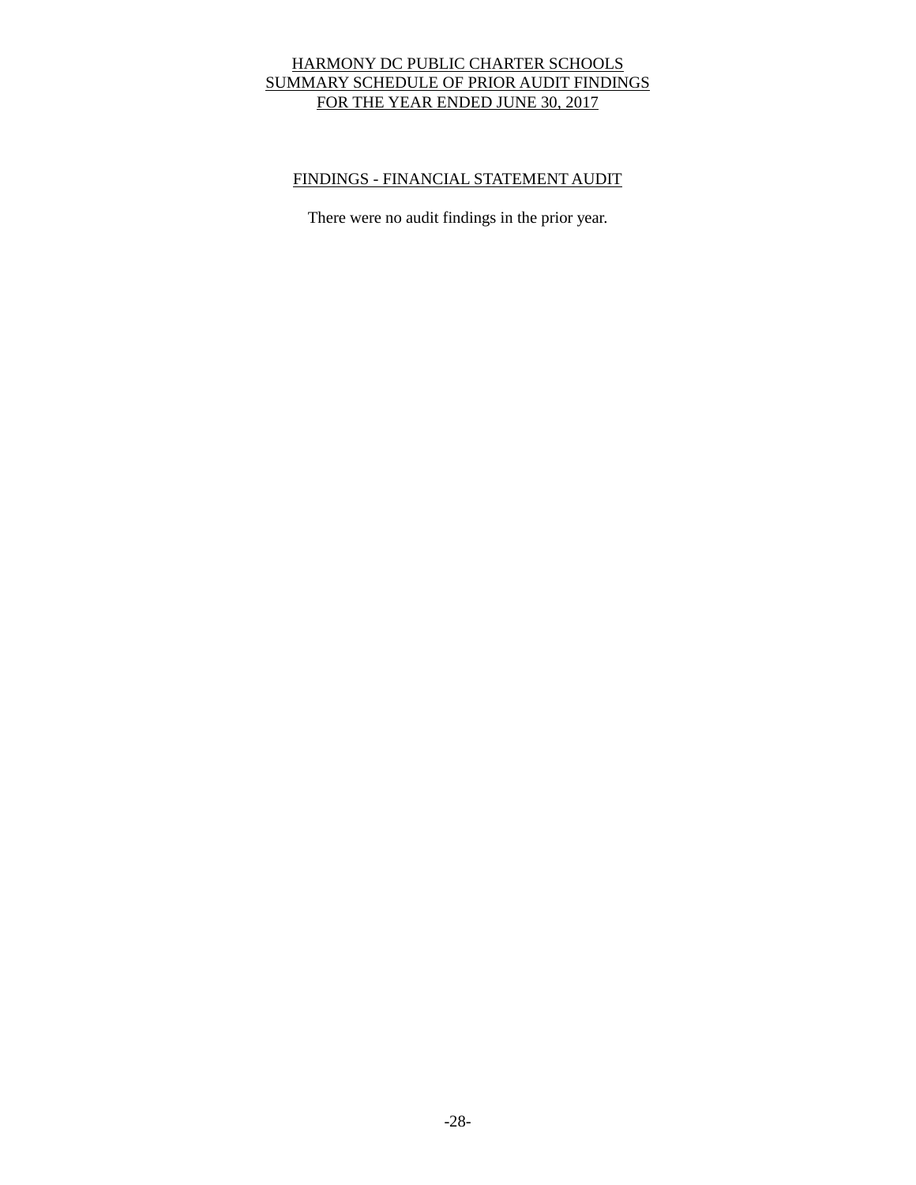# HARMONY DC PUBLIC CHARTER SCHOOLS
# SUMMARY SCHEDULE OF PRIOR AUDIT FINDINGS
# FOR THE YEAR ENDED JUNE 30, 2017

## FINDINGS - FINANCIAL STATEMENT AUDIT

There were no audit findings in the prior year.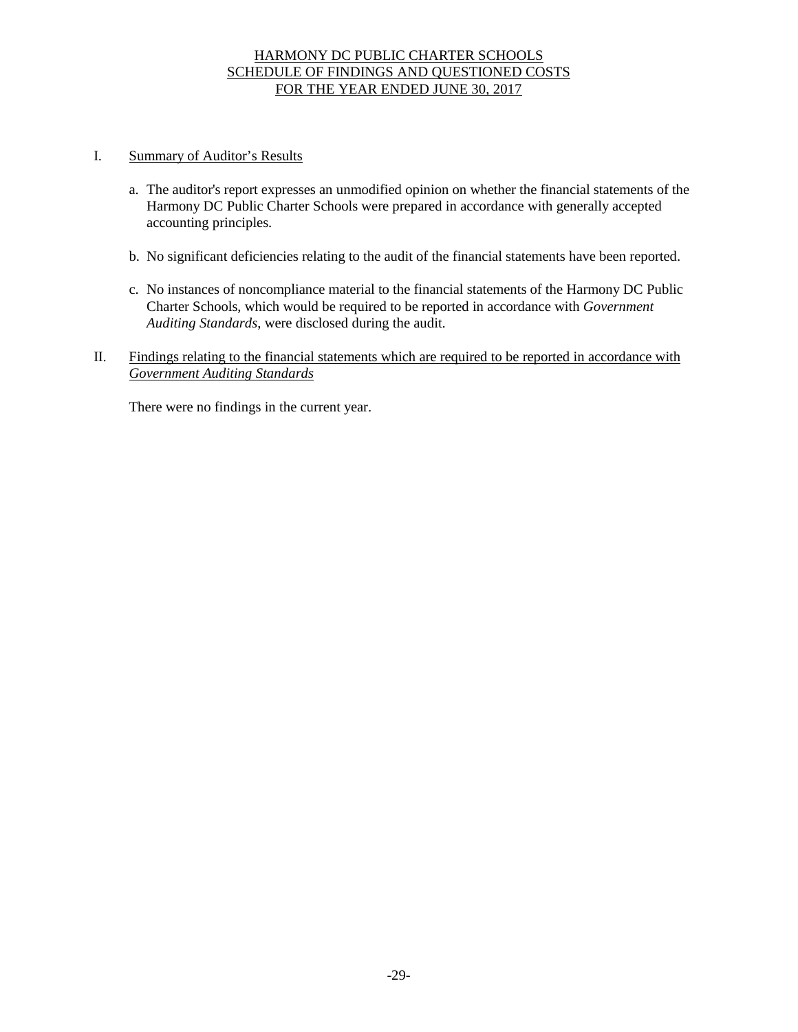# HARMONY DC PUBLIC CHARTER SCHOOLS
## SCHEDULE OF FINDINGS AND QUESTIONED COSTS
## FOR THE YEAR ENDED JUNE 30, 2017

I. Summary of Auditor's Results

a. The auditor's report expresses an unmodified opinion on whether the financial statements of the Harmony DC Public Charter Schools were prepared in accordance with generally accepted accounting principles.

b. No significant deficiencies relating to the audit of the financial statements have been reported.

c. No instances of noncompliance material to the financial statements of the Harmony DC Public Charter Schools, which would be required to be reported in accordance with *Government Auditing Standards*, were disclosed during the audit.

II. Findings relating to the financial statements which are required to be reported in accordance with *Government Auditing Standards*

There were no findings in the current year.